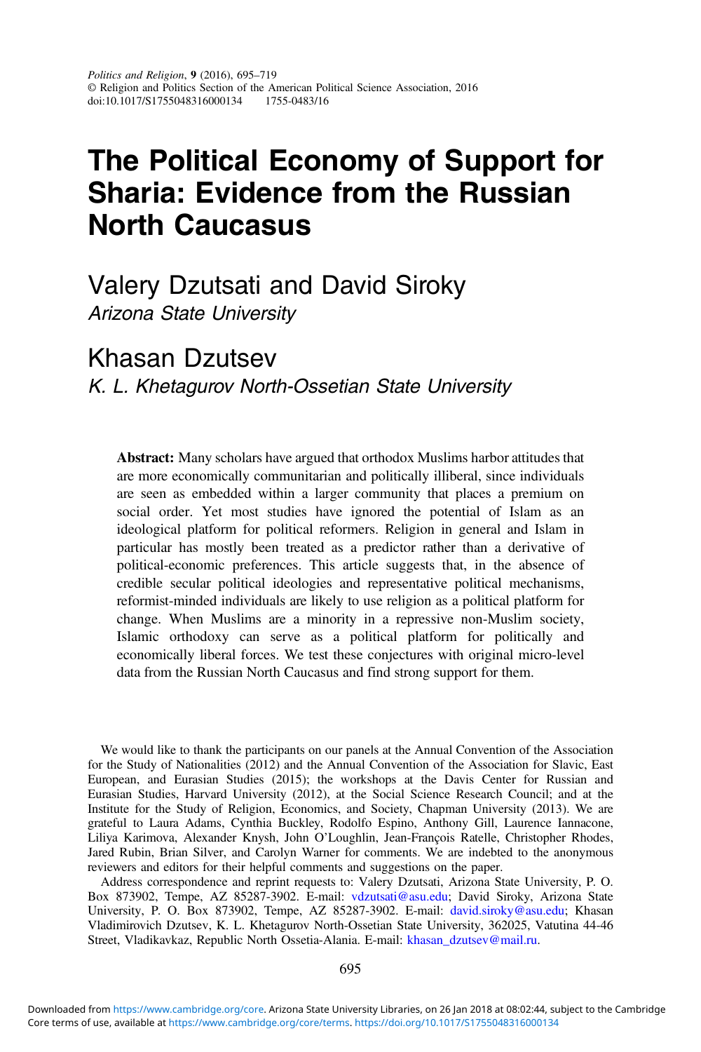# The Political Economy of Support for Sharia: Evidence from the Russian North Caucasus

Valery Dzutsati and David Siroky
*Arizona State University*

Khasan Dzutsev
*K. L. Khetagurov North-Ossetian State University*

**Abstract:** Many scholars have argued that orthodox Muslims harbor attitudes that are more economically communitarian and politically illiberal, since individuals are seen as embedded within a larger community that places a premium on social order. Yet most studies have ignored the potential of Islam as an ideological platform for political reformers. Religion in general and Islam in particular has mostly been treated as a predictor rather than a derivative of political-economic preferences. This article suggests that, in the absence of credible secular political ideologies and representative political mechanisms, reformist-minded individuals are likely to use religion as a political platform for change. When Muslims are a minority in a repressive non-Muslim society, Islamic orthodoxy can serve as a political platform for politically and economically liberal forces. We test these conjectures with original micro-level data from the Russian North Caucasus and find strong support for them.

We would like to thank the participants on our panels at the Annual Convention of the Association for the Study of Nationalities (2012) and the Annual Convention of the Association for Slavic, East European, and Eurasian Studies (2015); the workshops at the Davis Center for Russian and Eurasian Studies, Harvard University (2012), at the Social Science Research Council; and at the Institute for the Study of Religion, Economics, and Society, Chapman University (2013). We are grateful to Laura Adams, Cynthia Buckley, Rodolfo Espino, Anthony Gill, Laurence Iannacone, Liliya Karimova, Alexander Knysh, John O'Loughlin, Jean-François Ratelle, Christopher Rhodes, Jared Rubin, Brian Silver, and Carolyn Warner for comments. We are indebted to the anonymous reviewers and editors for their helpful comments and suggestions on the paper.

Address correspondence and reprint requests to: Valery Dzutsati, Arizona State University, P. O. Box 873902, Tempe, AZ 85287-3902. E-mail: vdzutsati@asu.edu; David Siroky, Arizona State University, P. O. Box 873902, Tempe, AZ 85287-3902. E-mail: david.siroky@asu.edu; Khasan Vladimirovich Dzutsev, K. L. Khetagurov North-Ossetian State University, 362025, Vatutina 44-46 Street, Vladikavkaz, Republic North Ossetia-Alania. E-mail: khasan_dzutsev@mail.ru.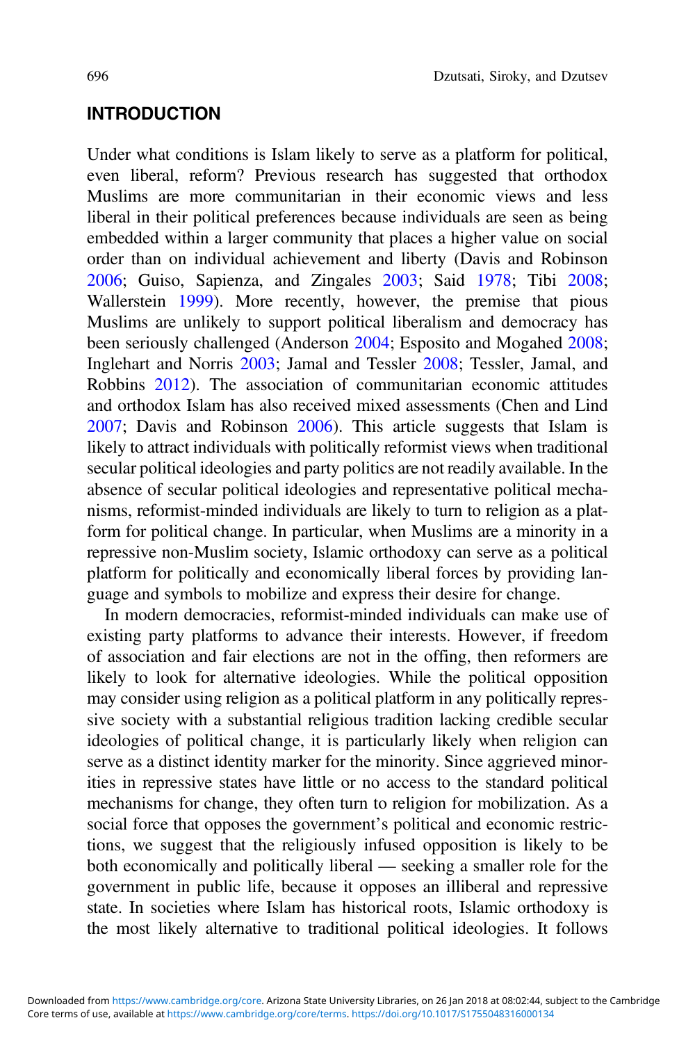## INTRODUCTION

Under what conditions is Islam likely to serve as a platform for political, even liberal, reform? Previous research has suggested that orthodox Muslims are more communitarian in their economic views and less liberal in their political preferences because individuals are seen as being embedded within a larger community that places a higher value on social order than on individual achievement and liberty (Davis and Robinson 2006; Guiso, Sapienza, and Zingales 2003; Said 1978; Tibi 2008; Wallerstein 1999). More recently, however, the premise that pious Muslims are unlikely to support political liberalism and democracy has been seriously challenged (Anderson 2004; Esposito and Mogahed 2008; Inglehart and Norris 2003; Jamal and Tessler 2008; Tessler, Jamal, and Robbins 2012). The association of communitarian economic attitudes and orthodox Islam has also received mixed assessments (Chen and Lind 2007; Davis and Robinson 2006). This article suggests that Islam is likely to attract individuals with politically reformist views when traditional secular political ideologies and party politics are not readily available. In the absence of secular political ideologies and representative political mechanisms, reformist-minded individuals are likely to turn to religion as a platform for political change. In particular, when Muslims are a minority in a repressive non-Muslim society, Islamic orthodoxy can serve as a political platform for politically and economically liberal forces by providing language and symbols to mobilize and express their desire for change.

In modern democracies, reformist-minded individuals can make use of existing party platforms to advance their interests. However, if freedom of association and fair elections are not in the offing, then reformers are likely to look for alternative ideologies. While the political opposition may consider using religion as a political platform in any politically repressive society with a substantial religious tradition lacking credible secular ideologies of political change, it is particularly likely when religion can serve as a distinct identity marker for the minority. Since aggrieved minorities in repressive states have little or no access to the standard political mechanisms for change, they often turn to religion for mobilization. As a social force that opposes the government's political and economic restrictions, we suggest that the religiously infused opposition is likely to be both economically and politically liberal — seeking a smaller role for the government in public life, because it opposes an illiberal and repressive state. In societies where Islam has historical roots, Islamic orthodoxy is the most likely alternative to traditional political ideologies. It follows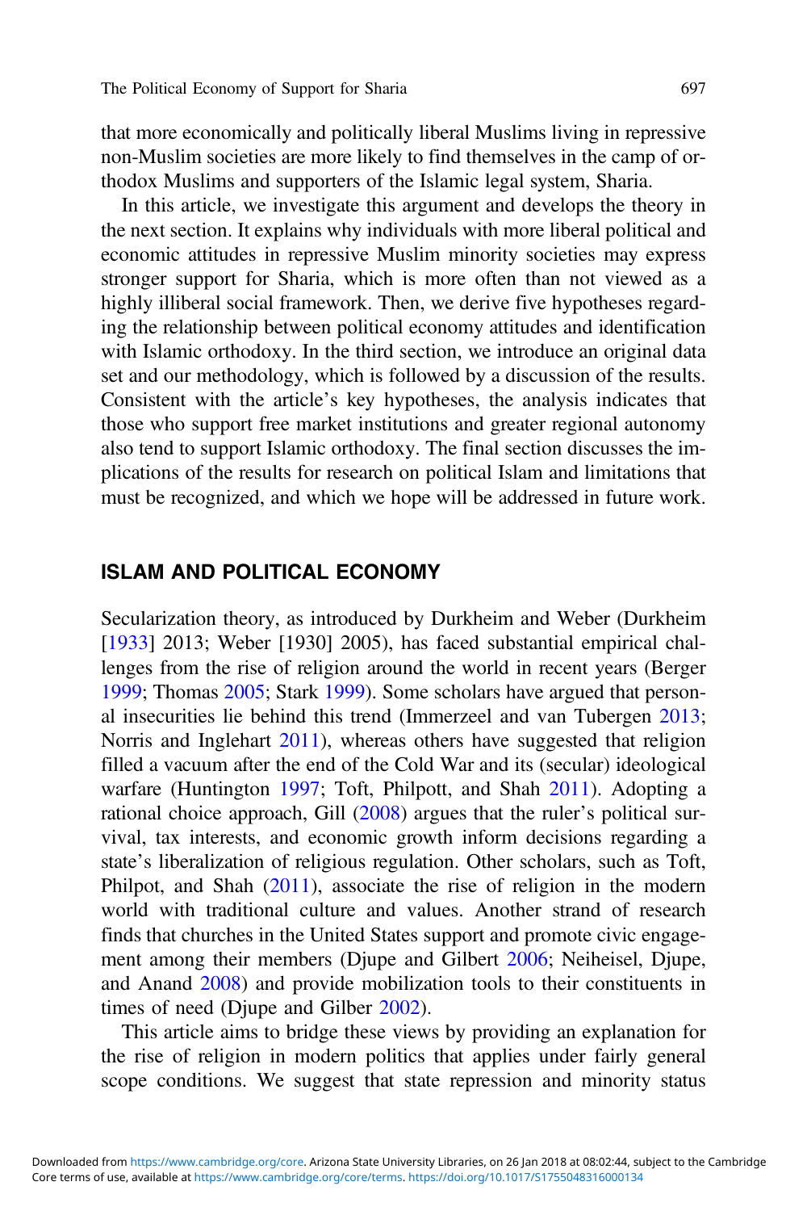that more economically and politically liberal Muslims living in repressive non-Muslim societies are more likely to find themselves in the camp of orthodox Muslims and supporters of the Islamic legal system, Sharia.

In this article, we investigate this argument and develops the theory in the next section. It explains why individuals with more liberal political and economic attitudes in repressive Muslim minority societies may express stronger support for Sharia, which is more often than not viewed as a highly illiberal social framework. Then, we derive five hypotheses regarding the relationship between political economy attitudes and identification with Islamic orthodoxy. In the third section, we introduce an original data set and our methodology, which is followed by a discussion of the results. Consistent with the article's key hypotheses, the analysis indicates that those who support free market institutions and greater regional autonomy also tend to support Islamic orthodoxy. The final section discusses the implications of the results for research on political Islam and limitations that must be recognized, and which we hope will be addressed in future work.

## ISLAM AND POLITICAL ECONOMY

Secularization theory, as introduced by Durkheim and Weber (Durkheim [1933] 2013; Weber [1930] 2005), has faced substantial empirical challenges from the rise of religion around the world in recent years (Berger 1999; Thomas 2005; Stark 1999). Some scholars have argued that personal insecurities lie behind this trend (Immerzeel and van Tubergen 2013; Norris and Inglehart 2011), whereas others have suggested that religion filled a vacuum after the end of the Cold War and its (secular) ideological warfare (Huntington 1997; Toft, Philpott, and Shah 2011). Adopting a rational choice approach, Gill (2008) argues that the ruler's political survival, tax interests, and economic growth inform decisions regarding a state's liberalization of religious regulation. Other scholars, such as Toft, Philpot, and Shah (2011), associate the rise of religion in the modern world with traditional culture and values. Another strand of research finds that churches in the United States support and promote civic engagement among their members (Djupe and Gilbert 2006; Neiheisel, Djupe, and Anand 2008) and provide mobilization tools to their constituents in times of need (Djupe and Gilber 2002).

This article aims to bridge these views by providing an explanation for the rise of religion in modern politics that applies under fairly general scope conditions. We suggest that state repression and minority status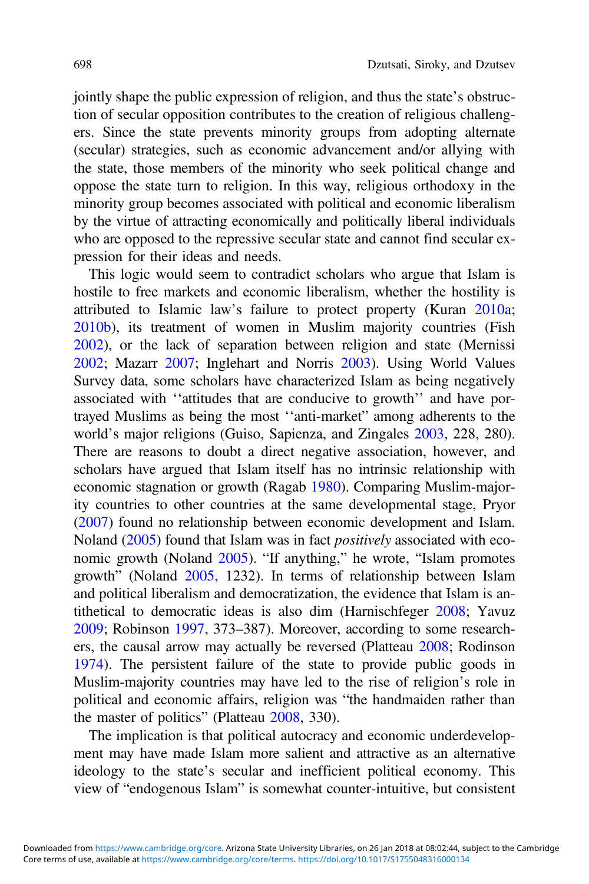jointly shape the public expression of religion, and thus the state's obstruction of secular opposition contributes to the creation of religious challengers. Since the state prevents minority groups from adopting alternate (secular) strategies, such as economic advancement and/or allying with the state, those members of the minority who seek political change and oppose the state turn to religion. In this way, religious orthodoxy in the minority group becomes associated with political and economic liberalism by the virtue of attracting economically and politically liberal individuals who are opposed to the repressive secular state and cannot find secular expression for their ideas and needs.

This logic would seem to contradict scholars who argue that Islam is hostile to free markets and economic liberalism, whether the hostility is attributed to Islamic law's failure to protect property (Kuran 2010a; 2010b), its treatment of women in Muslim majority countries (Fish 2002), or the lack of separation between religion and state (Mernissi 2002; Mazarr 2007; Inglehart and Norris 2003). Using World Values Survey data, some scholars have characterized Islam as being negatively associated with ''attitudes that are conducive to growth'' and have portrayed Muslims as being the most ''anti-market" among adherents to the world's major religions (Guiso, Sapienza, and Zingales 2003, 228, 280). There are reasons to doubt a direct negative association, however, and scholars have argued that Islam itself has no intrinsic relationship with economic stagnation or growth (Ragab 1980). Comparing Muslim-majority countries to other countries at the same developmental stage, Pryor (2007) found no relationship between economic development and Islam. Noland (2005) found that Islam was in fact *positively* associated with economic growth (Noland 2005). "If anything," he wrote, "Islam promotes growth" (Noland 2005, 1232). In terms of relationship between Islam and political liberalism and democratization, the evidence that Islam is antithetical to democratic ideas is also dim (Harnischfeger 2008; Yavuz 2009; Robinson 1997, 373–387). Moreover, according to some researchers, the causal arrow may actually be reversed (Platteau 2008; Rodinson 1974). The persistent failure of the state to provide public goods in Muslim-majority countries may have led to the rise of religion's role in political and economic affairs, religion was "the handmaiden rather than the master of politics" (Platteau 2008, 330).

The implication is that political autocracy and economic underdevelopment may have made Islam more salient and attractive as an alternative ideology to the state's secular and inefficient political economy. This view of "endogenous Islam" is somewhat counter-intuitive, but consistent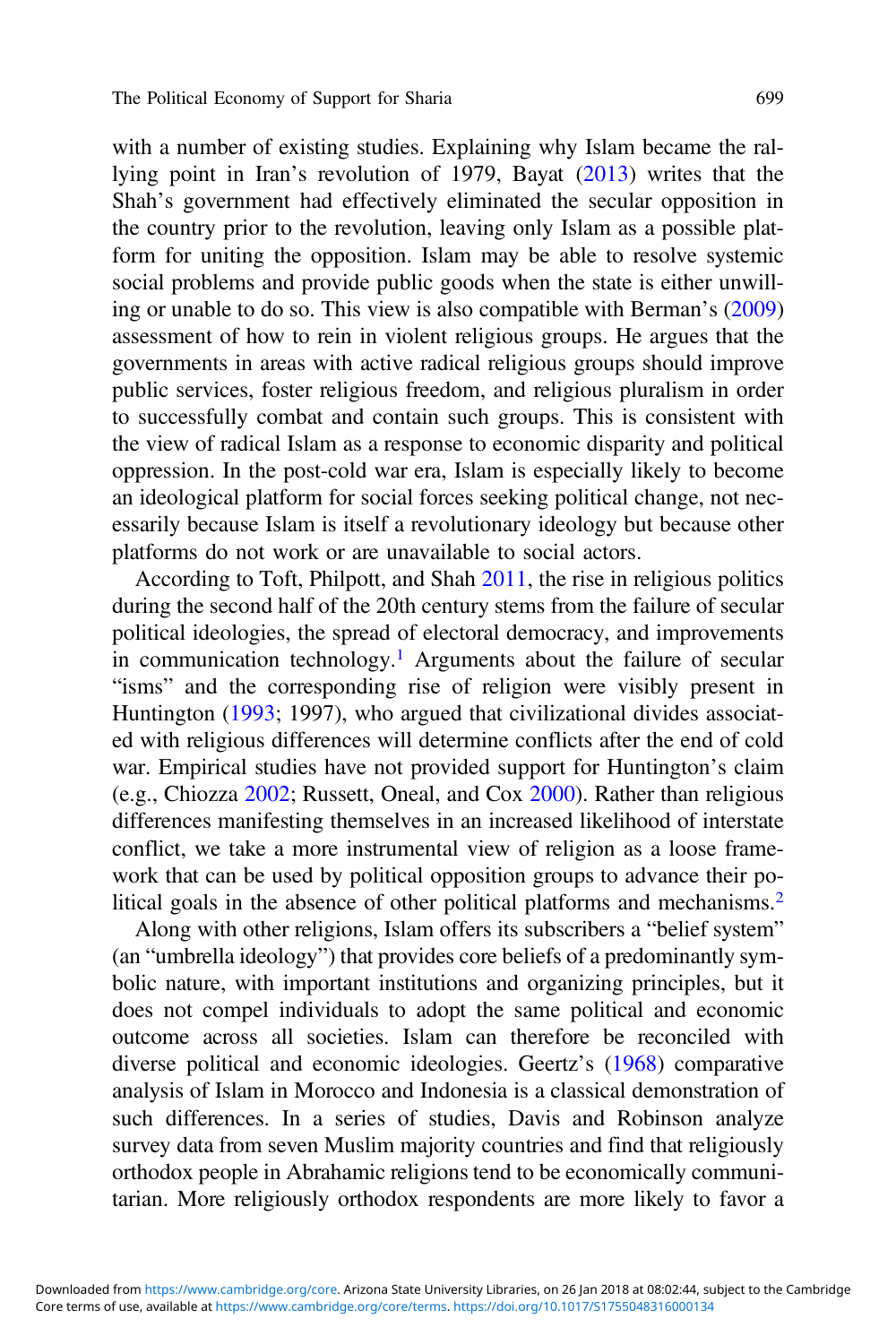with a number of existing studies. Explaining why Islam became the rallying point in Iran's revolution of 1979, Bayat (2013) writes that the Shah's government had effectively eliminated the secular opposition in the country prior to the revolution, leaving only Islam as a possible platform for uniting the opposition. Islam may be able to resolve systemic social problems and provide public goods when the state is either unwilling or unable to do so. This view is also compatible with Berman's (2009) assessment of how to rein in violent religious groups. He argues that the governments in areas with active radical religious groups should improve public services, foster religious freedom, and religious pluralism in order to successfully combat and contain such groups. This is consistent with the view of radical Islam as a response to economic disparity and political oppression. In the post-cold war era, Islam is especially likely to become an ideological platform for social forces seeking political change, not necessarily because Islam is itself a revolutionary ideology but because other platforms do not work or are unavailable to social actors.

According to Toft, Philpott, and Shah 2011, the rise in religious politics during the second half of the 20th century stems from the failure of secular political ideologies, the spread of electoral democracy, and improvements in communication technology.[1] Arguments about the failure of secular "isms" and the corresponding rise of religion were visibly present in Huntington (1993; 1997), who argued that civilizational divides associated with religious differences will determine conflicts after the end of cold war. Empirical studies have not provided support for Huntington's claim (e.g., Chiozza 2002; Russett, Oneal, and Cox 2000). Rather than religious differences manifesting themselves in an increased likelihood of interstate conflict, we take a more instrumental view of religion as a loose framework that can be used by political opposition groups to advance their political goals in the absence of other political platforms and mechanisms.[2]

Along with other religions, Islam offers its subscribers a "belief system" (an "umbrella ideology") that provides core beliefs of a predominantly symbolic nature, with important institutions and organizing principles, but it does not compel individuals to adopt the same political and economic outcome across all societies. Islam can therefore be reconciled with diverse political and economic ideologies. Geertz's (1968) comparative analysis of Islam in Morocco and Indonesia is a classical demonstration of such differences. In a series of studies, Davis and Robinson analyze survey data from seven Muslim majority countries and find that religiously orthodox people in Abrahamic religions tend to be economically communitarian. More religiously orthodox respondents are more likely to favor a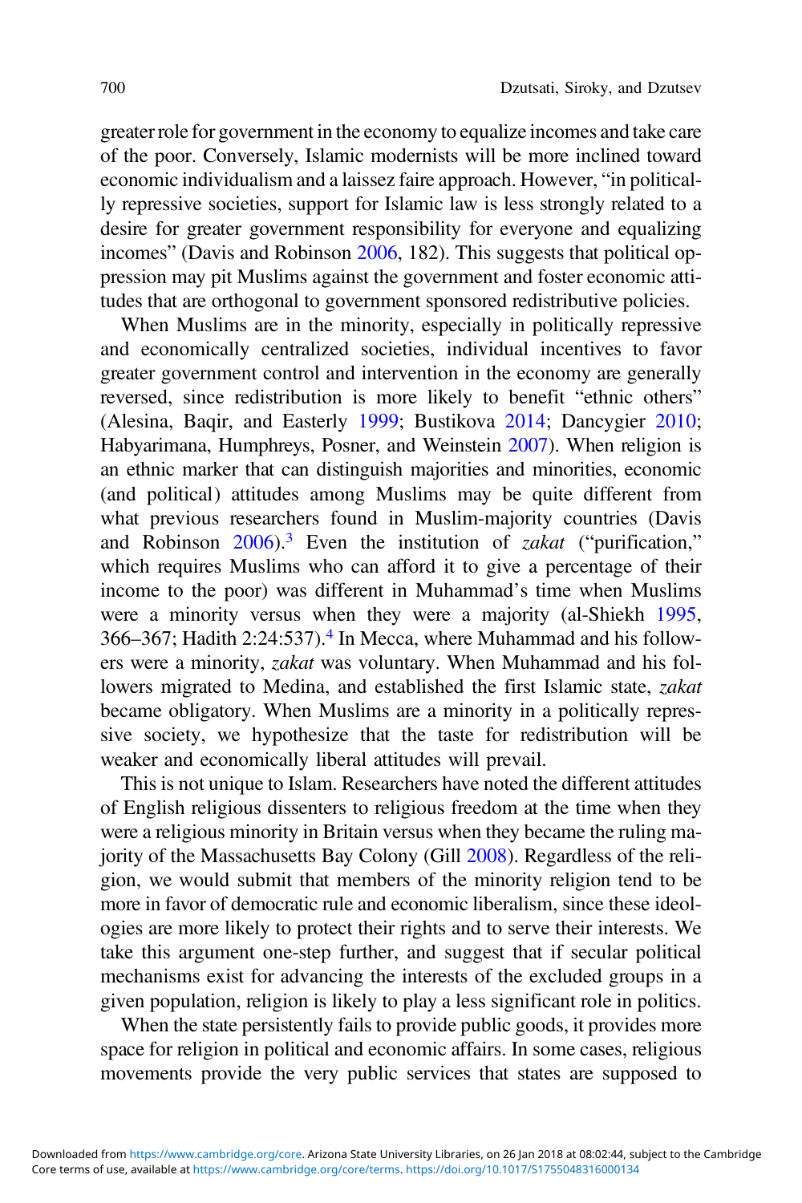greater role for government in the economy to equalize incomes and take care of the poor. Conversely, Islamic modernists will be more inclined toward economic individualism and a laissez faire approach. However, "in politically repressive societies, support for Islamic law is less strongly related to a desire for greater government responsibility for everyone and equalizing incomes" (Davis and Robinson 2006, 182). This suggests that political oppression may pit Muslims against the government and foster economic attitudes that are orthogonal to government sponsored redistributive policies.

When Muslims are in the minority, especially in politically repressive and economically centralized societies, individual incentives to favor greater government control and intervention in the economy are generally reversed, since redistribution is more likely to benefit "ethnic others" (Alesina, Baqir, and Easterly 1999; Bustikova 2014; Dancygier 2010; Habyarimana, Humphreys, Posner, and Weinstein 2007). When religion is an ethnic marker that can distinguish majorities and minorities, economic (and political) attitudes among Muslims may be quite different from what previous researchers found in Muslim-majority countries (Davis and Robinson 2006).[3] Even the institution of *zakat* ("purification," which requires Muslims who can afford it to give a percentage of their income to the poor) was different in Muhammad's time when Muslims were a minority versus when they were a majority (al-Shiekh 1995, 366–367; Hadith 2:24:537).[4] In Mecca, where Muhammad and his followers were a minority, *zakat* was voluntary. When Muhammad and his followers migrated to Medina, and established the first Islamic state, *zakat* became obligatory. When Muslims are a minority in a politically repressive society, we hypothesize that the taste for redistribution will be weaker and economically liberal attitudes will prevail.

This is not unique to Islam. Researchers have noted the different attitudes of English religious dissenters to religious freedom at the time when they were a religious minority in Britain versus when they became the ruling majority of the Massachusetts Bay Colony (Gill 2008). Regardless of the religion, we would submit that members of the minority religion tend to be more in favor of democratic rule and economic liberalism, since these ideologies are more likely to protect their rights and to serve their interests. We take this argument one-step further, and suggest that if secular political mechanisms exist for advancing the interests of the excluded groups in a given population, religion is likely to play a less significant role in politics.

When the state persistently fails to provide public goods, it provides more space for religion in political and economic affairs. In some cases, religious movements provide the very public services that states are supposed to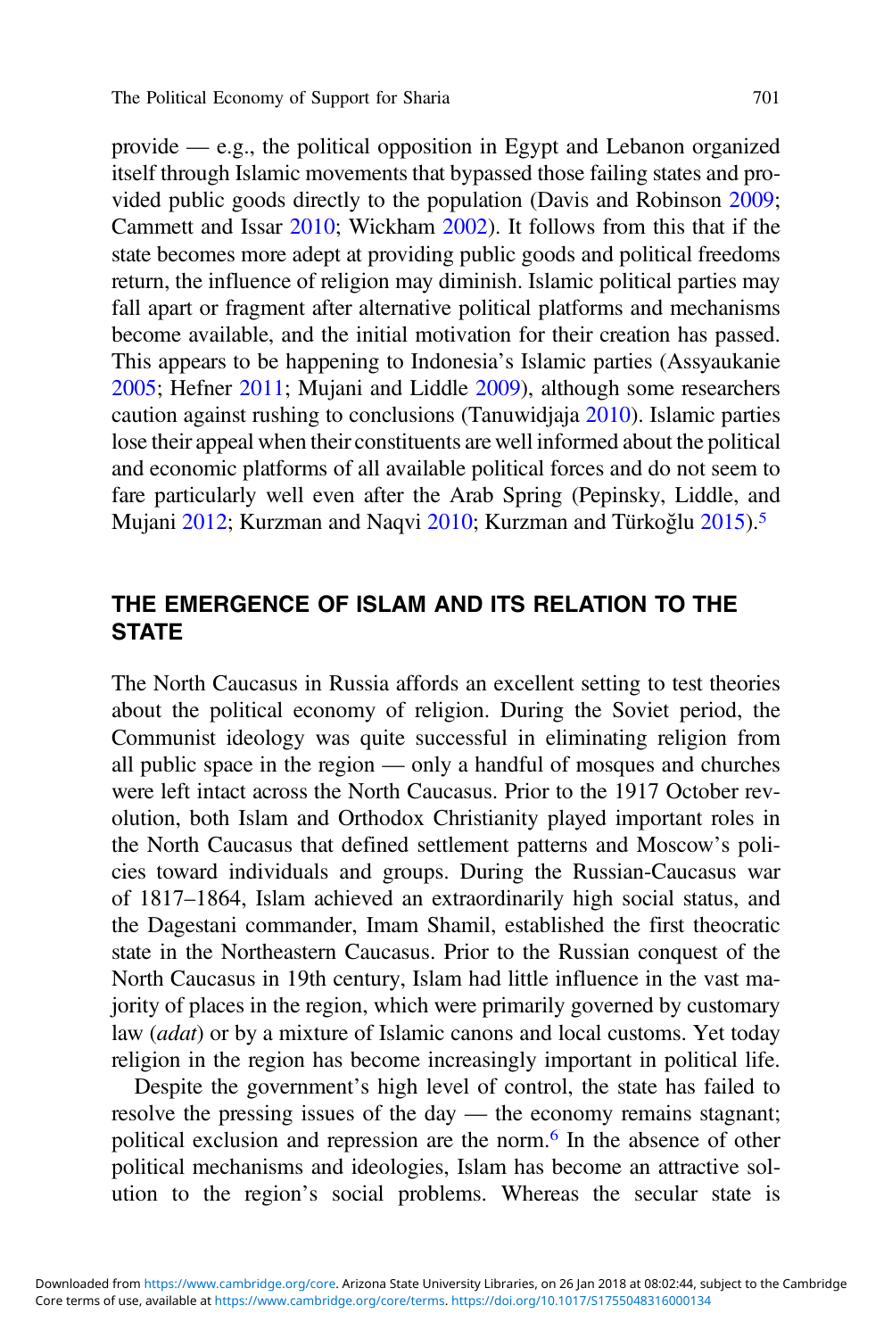provide — e.g., the political opposition in Egypt and Lebanon organized itself through Islamic movements that bypassed those failing states and provided public goods directly to the population (Davis and Robinson 2009; Cammett and Issar 2010; Wickham 2002). It follows from this that if the state becomes more adept at providing public goods and political freedoms return, the influence of religion may diminish. Islamic political parties may fall apart or fragment after alternative political platforms and mechanisms become available, and the initial motivation for their creation has passed. This appears to be happening to Indonesia's Islamic parties (Assyaukanie 2005; Hefner 2011; Mujani and Liddle 2009), although some researchers caution against rushing to conclusions (Tanuwidjaja 2010). Islamic parties lose their appeal when their constituents are well informed about the political and economic platforms of all available political forces and do not seem to fare particularly well even after the Arab Spring (Pepinsky, Liddle, and Mujani 2012; Kurzman and Naqvi 2010; Kurzman and Türkoğlu 2015).[5]

## THE EMERGENCE OF ISLAM AND ITS RELATION TO THE STATE

The North Caucasus in Russia affords an excellent setting to test theories about the political economy of religion. During the Soviet period, the Communist ideology was quite successful in eliminating religion from all public space in the region — only a handful of mosques and churches were left intact across the North Caucasus. Prior to the 1917 October revolution, both Islam and Orthodox Christianity played important roles in the North Caucasus that defined settlement patterns and Moscow's policies toward individuals and groups. During the Russian-Caucasus war of 1817–1864, Islam achieved an extraordinarily high social status, and the Dagestani commander, Imam Shamil, established the first theocratic state in the Northeastern Caucasus. Prior to the Russian conquest of the North Caucasus in 19th century, Islam had little influence in the vast majority of places in the region, which were primarily governed by customary law (*adat*) or by a mixture of Islamic canons and local customs. Yet today religion in the region has become increasingly important in political life.

Despite the government's high level of control, the state has failed to resolve the pressing issues of the day — the economy remains stagnant; political exclusion and repression are the norm.[6] In the absence of other political mechanisms and ideologies, Islam has become an attractive solution to the region's social problems. Whereas the secular state is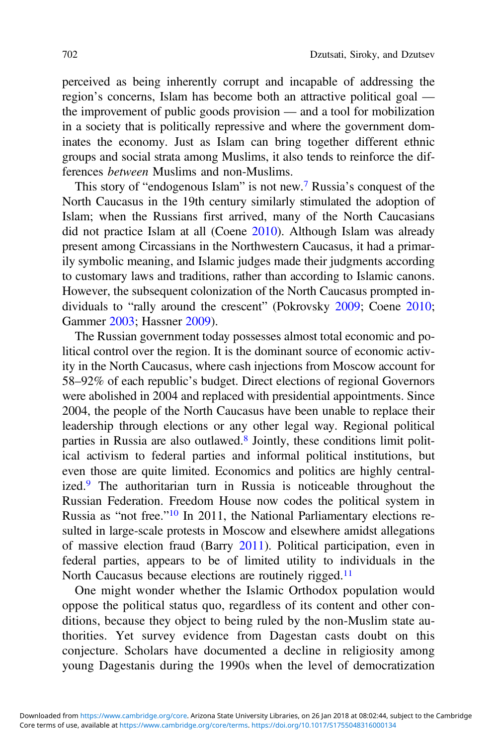perceived as being inherently corrupt and incapable of addressing the region's concerns, Islam has become both an attractive political goal — the improvement of public goods provision — and a tool for mobilization in a society that is politically repressive and where the government dominates the economy. Just as Islam can bring together different ethnic groups and social strata among Muslims, it also tends to reinforce the differences *between* Muslims and non-Muslims.

This story of "endogenous Islam" is not new.[7] Russia's conquest of the North Caucasus in the 19th century similarly stimulated the adoption of Islam; when the Russians first arrived, many of the North Caucasians did not practice Islam at all (Coene 2010). Although Islam was already present among Circassians in the Northwestern Caucasus, it had a primarily symbolic meaning, and Islamic judges made their judgments according to customary laws and traditions, rather than according to Islamic canons. However, the subsequent colonization of the North Caucasus prompted individuals to "rally around the crescent" (Pokrovsky 2009; Coene 2010; Gammer 2003; Hassner 2009).

The Russian government today possesses almost total economic and political control over the region. It is the dominant source of economic activity in the North Caucasus, where cash injections from Moscow account for 58–92% of each republic's budget. Direct elections of regional Governors were abolished in 2004 and replaced with presidential appointments. Since 2004, the people of the North Caucasus have been unable to replace their leadership through elections or any other legal way. Regional political parties in Russia are also outlawed.[8] Jointly, these conditions limit political activism to federal parties and informal political institutions, but even those are quite limited. Economics and politics are highly centralized.[9] The authoritarian turn in Russia is noticeable throughout the Russian Federation. Freedom House now codes the political system in Russia as "not free."[10] In 2011, the National Parliamentary elections resulted in large-scale protests in Moscow and elsewhere amidst allegations of massive election fraud (Barry 2011). Political participation, even in federal parties, appears to be of limited utility to individuals in the North Caucasus because elections are routinely rigged.[11]

One might wonder whether the Islamic Orthodox population would oppose the political status quo, regardless of its content and other conditions, because they object to being ruled by the non-Muslim state authorities. Yet survey evidence from Dagestan casts doubt on this conjecture. Scholars have documented a decline in religiosity among young Dagestanis during the 1990s when the level of democratization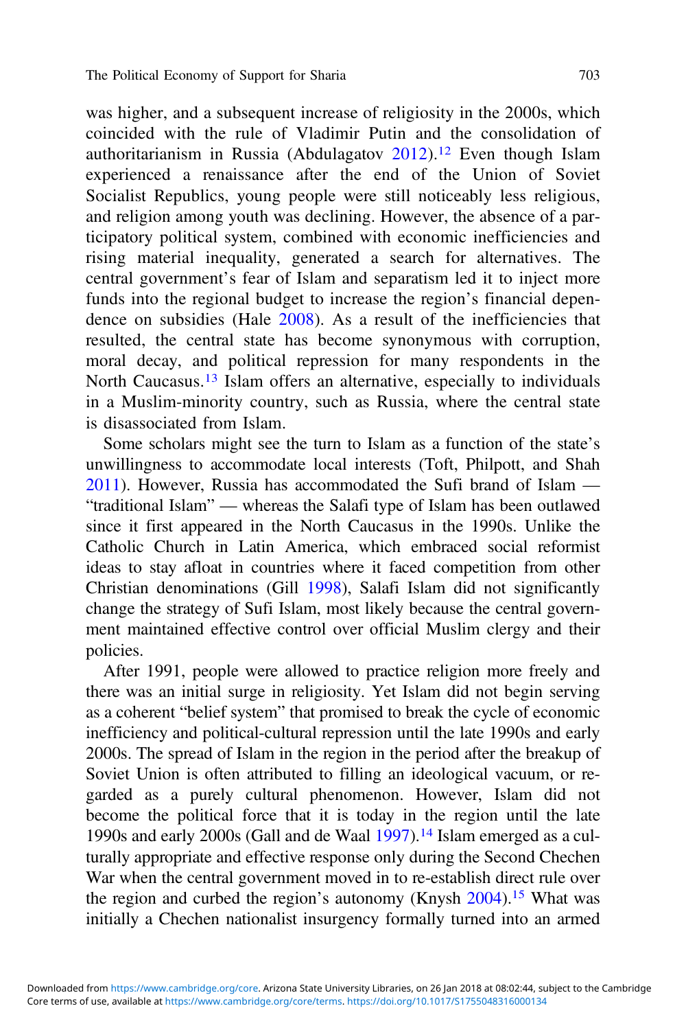was higher, and a subsequent increase of religiosity in the 2000s, which coincided with the rule of Vladimir Putin and the consolidation of authoritarianism in Russia (Abdulagatov 2012).[12] Even though Islam experienced a renaissance after the end of the Union of Soviet Socialist Republics, young people were still noticeably less religious, and religion among youth was declining. However, the absence of a participatory political system, combined with economic inefficiencies and rising material inequality, generated a search for alternatives. The central government's fear of Islam and separatism led it to inject more funds into the regional budget to increase the region's financial dependence on subsidies (Hale 2008). As a result of the inefficiencies that resulted, the central state has become synonymous with corruption, moral decay, and political repression for many respondents in the North Caucasus.[13] Islam offers an alternative, especially to individuals in a Muslim-minority country, such as Russia, where the central state is disassociated from Islam.

Some scholars might see the turn to Islam as a function of the state's unwillingness to accommodate local interests (Toft, Philpott, and Shah 2011). However, Russia has accommodated the Sufi brand of Islam — "traditional Islam" — whereas the Salafi type of Islam has been outlawed since it first appeared in the North Caucasus in the 1990s. Unlike the Catholic Church in Latin America, which embraced social reformist ideas to stay afloat in countries where it faced competition from other Christian denominations (Gill 1998), Salafi Islam did not significantly change the strategy of Sufi Islam, most likely because the central government maintained effective control over official Muslim clergy and their policies.

After 1991, people were allowed to practice religion more freely and there was an initial surge in religiosity. Yet Islam did not begin serving as a coherent "belief system" that promised to break the cycle of economic inefficiency and political-cultural repression until the late 1990s and early 2000s. The spread of Islam in the region in the period after the breakup of Soviet Union is often attributed to filling an ideological vacuum, or regarded as a purely cultural phenomenon. However, Islam did not become the political force that it is today in the region until the late 1990s and early 2000s (Gall and de Waal 1997).[14] Islam emerged as a culturally appropriate and effective response only during the Second Chechen War when the central government moved in to re-establish direct rule over the region and curbed the region's autonomy (Knysh 2004).[15] What was initially a Chechen nationalist insurgency formally turned into an armed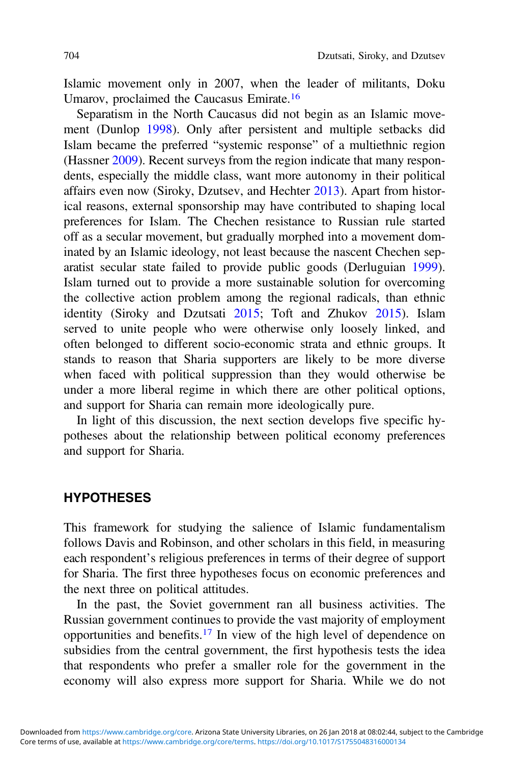Islamic movement only in 2007, when the leader of militants, Doku Umarov, proclaimed the Caucasus Emirate.[16]

Separatism in the North Caucasus did not begin as an Islamic movement (Dunlop 1998). Only after persistent and multiple setbacks did Islam became the preferred "systemic response" of a multiethnic region (Hassner 2009). Recent surveys from the region indicate that many respondents, especially the middle class, want more autonomy in their political affairs even now (Siroky, Dzutsev, and Hechter 2013). Apart from historical reasons, external sponsorship may have contributed to shaping local preferences for Islam. The Chechen resistance to Russian rule started off as a secular movement, but gradually morphed into a movement dominated by an Islamic ideology, not least because the nascent Chechen separatist secular state failed to provide public goods (Derluguian 1999). Islam turned out to provide a more sustainable solution for overcoming the collective action problem among the regional radicals, than ethnic identity (Siroky and Dzutsati 2015; Toft and Zhukov 2015). Islam served to unite people who were otherwise only loosely linked, and often belonged to different socio-economic strata and ethnic groups. It stands to reason that Sharia supporters are likely to be more diverse when faced with political suppression than they would otherwise be under a more liberal regime in which there are other political options, and support for Sharia can remain more ideologically pure.

In light of this discussion, the next section develops five specific hypotheses about the relationship between political economy preferences and support for Sharia.

## HYPOTHESES

This framework for studying the salience of Islamic fundamentalism follows Davis and Robinson, and other scholars in this field, in measuring each respondent's religious preferences in terms of their degree of support for Sharia. The first three hypotheses focus on economic preferences and the next three on political attitudes.

In the past, the Soviet government ran all business activities. The Russian government continues to provide the vast majority of employment opportunities and benefits.[17] In view of the high level of dependence on subsidies from the central government, the first hypothesis tests the idea that respondents who prefer a smaller role for the government in the economy will also express more support for Sharia. While we do not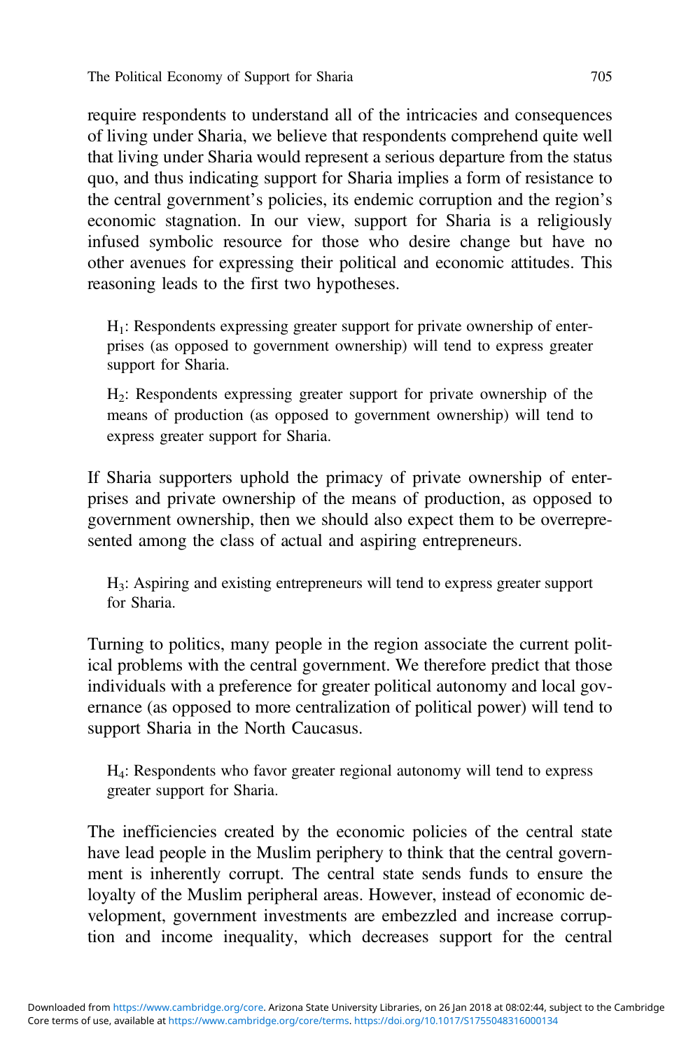require respondents to understand all of the intricacies and consequences of living under Sharia, we believe that respondents comprehend quite well that living under Sharia would represent a serious departure from the status quo, and thus indicating support for Sharia implies a form of resistance to the central government's policies, its endemic corruption and the region's economic stagnation. In our view, support for Sharia is a religiously infused symbolic resource for those who desire change but have no other avenues for expressing their political and economic attitudes. This reasoning leads to the first two hypotheses.

> $H_1$: Respondents expressing greater support for private ownership of enterprises (as opposed to government ownership) will tend to express greater support for Sharia.

> $H_2$: Respondents expressing greater support for private ownership of the means of production (as opposed to government ownership) will tend to express greater support for Sharia.

If Sharia supporters uphold the primacy of private ownership of enterprises and private ownership of the means of production, as opposed to government ownership, then we should also expect them to be overrepresented among the class of actual and aspiring entrepreneurs.

> $H_3$: Aspiring and existing entrepreneurs will tend to express greater support for Sharia.

Turning to politics, many people in the region associate the current political problems with the central government. We therefore predict that those individuals with a preference for greater political autonomy and local governance (as opposed to more centralization of political power) will tend to support Sharia in the North Caucasus.

> $H_4$: Respondents who favor greater regional autonomy will tend to express greater support for Sharia.

The inefficiencies created by the economic policies of the central state have lead people in the Muslim periphery to think that the central government is inherently corrupt. The central state sends funds to ensure the loyalty of the Muslim peripheral areas. However, instead of economic development, government investments are embezzled and increase corruption and income inequality, which decreases support for the central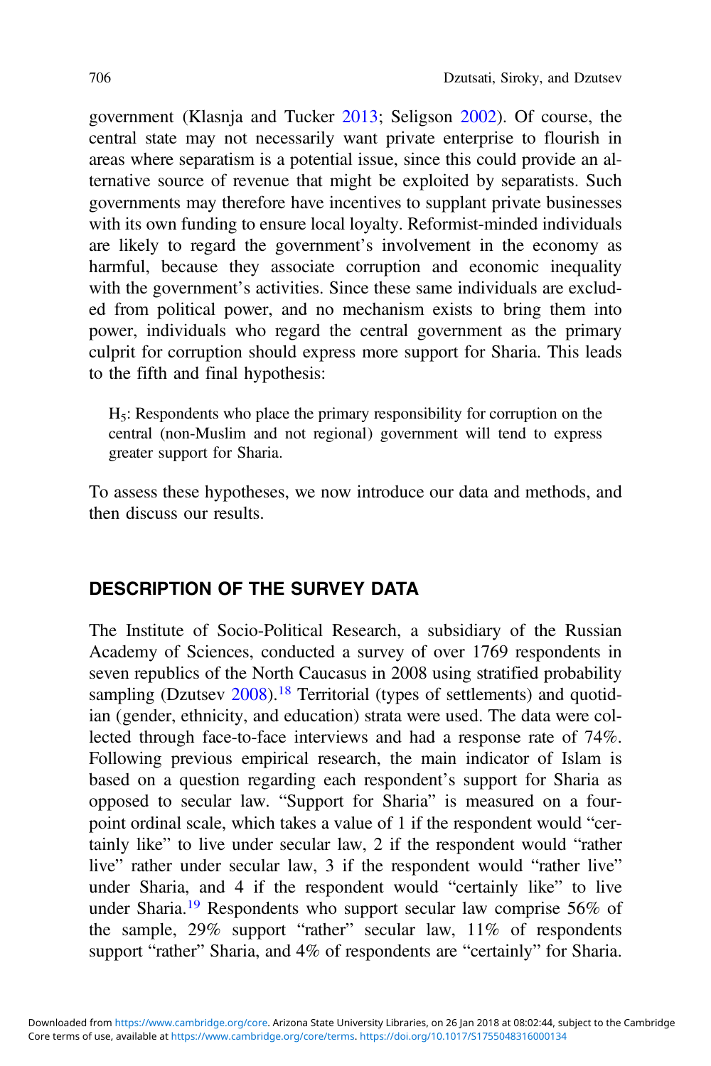government (Klasnja and Tucker 2013; Seligson 2002). Of course, the central state may not necessarily want private enterprise to flourish in areas where separatism is a potential issue, since this could provide an alternative source of revenue that might be exploited by separatists. Such governments may therefore have incentives to supplant private businesses with its own funding to ensure local loyalty. Reformist-minded individuals are likely to regard the government's involvement in the economy as harmful, because they associate corruption and economic inequality with the government's activities. Since these same individuals are excluded from political power, and no mechanism exists to bring them into power, individuals who regard the central government as the primary culprit for corruption should express more support for Sharia. This leads to the fifth and final hypothesis:

> $H_5$: Respondents who place the primary responsibility for corruption on the central (non-Muslim and not regional) government will tend to express greater support for Sharia.

To assess these hypotheses, we now introduce our data and methods, and then discuss our results.

## DESCRIPTION OF THE SURVEY DATA

The Institute of Socio-Political Research, a subsidiary of the Russian Academy of Sciences, conducted a survey of over 1769 respondents in seven republics of the North Caucasus in 2008 using stratified probability sampling (Dzutsev 2008).[18] Territorial (types of settlements) and quotidian (gender, ethnicity, and education) strata were used. The data were collected through face-to-face interviews and had a response rate of 74%. Following previous empirical research, the main indicator of Islam is based on a question regarding each respondent's support for Sharia as opposed to secular law. "Support for Sharia" is measured on a four-point ordinal scale, which takes a value of 1 if the respondent would "certainly like" to live under secular law, 2 if the respondent would "rather live" rather under secular law, 3 if the respondent would "rather live" under Sharia, and 4 if the respondent would "certainly like" to live under Sharia.[19] Respondents who support secular law comprise 56% of the sample, 29% support "rather" secular law, 11% of respondents support "rather" Sharia, and 4% of respondents are "certainly" for Sharia.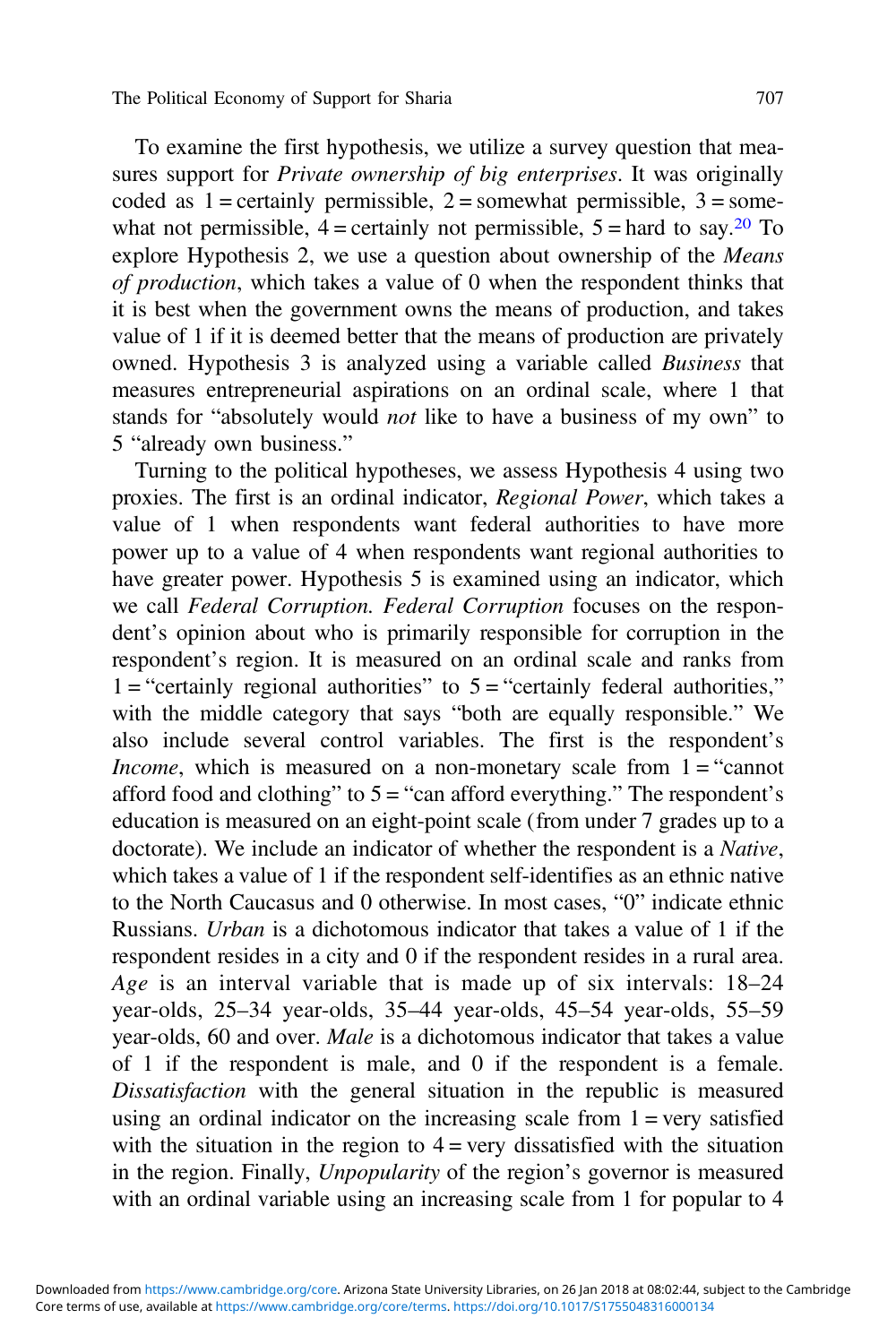To examine the first hypothesis, we utilize a survey question that measures support for *Private ownership of big enterprises*. It was originally coded as 1 = certainly permissible, 2 = somewhat permissible, 3 = somewhat not permissible, 4 = certainly not permissible, 5 = hard to say.[20] To explore Hypothesis 2, we use a question about ownership of the *Means of production*, which takes a value of 0 when the respondent thinks that it is best when the government owns the means of production, and takes value of 1 if it is deemed better that the means of production are privately owned. Hypothesis 3 is analyzed using a variable called *Business* that measures entrepreneurial aspirations on an ordinal scale, where 1 that stands for "absolutely would *not* like to have a business of my own" to 5 "already own business."

Turning to the political hypotheses, we assess Hypothesis 4 using two proxies. The first is an ordinal indicator, *Regional Power*, which takes a value of 1 when respondents want federal authorities to have more power up to a value of 4 when respondents want regional authorities to have greater power. Hypothesis 5 is examined using an indicator, which we call *Federal Corruption. Federal Corruption* focuses on the respondent's opinion about who is primarily responsible for corruption in the respondent's region. It is measured on an ordinal scale and ranks from 1 = "certainly regional authorities" to 5 = "certainly federal authorities," with the middle category that says "both are equally responsible." We also include several control variables. The first is the respondent's *Income*, which is measured on a non-monetary scale from 1 = "cannot afford food and clothing" to 5 = "can afford everything." The respondent's education is measured on an eight-point scale (from under 7 grades up to a doctorate). We include an indicator of whether the respondent is a *Native*, which takes a value of 1 if the respondent self-identifies as an ethnic native to the North Caucasus and 0 otherwise. In most cases, "0" indicate ethnic Russians. *Urban* is a dichotomous indicator that takes a value of 1 if the respondent resides in a city and 0 if the respondent resides in a rural area. *Age* is an interval variable that is made up of six intervals: 18–24 year-olds, 25–34 year-olds, 35–44 year-olds, 45–54 year-olds, 55–59 year-olds, 60 and over. *Male* is a dichotomous indicator that takes a value of 1 if the respondent is male, and 0 if the respondent is a female. *Dissatisfaction* with the general situation in the republic is measured using an ordinal indicator on the increasing scale from 1 = very satisfied with the situation in the region to 4 = very dissatisfied with the situation in the region. Finally, *Unpopularity* of the region's governor is measured with an ordinal variable using an increasing scale from 1 for popular to 4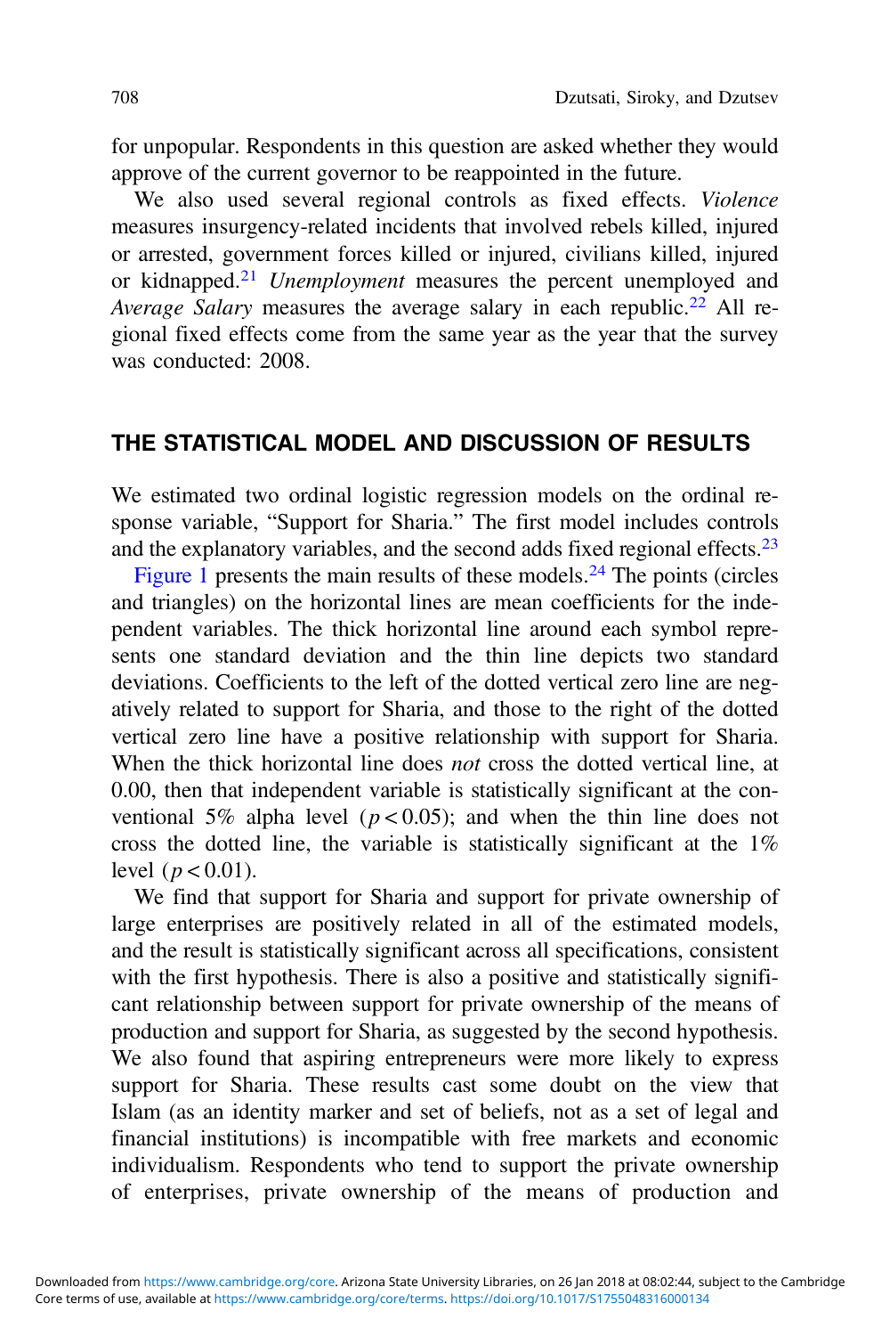for unpopular. Respondents in this question are asked whether they would approve of the current governor to be reappointed in the future.

We also used several regional controls as fixed effects. *Violence* measures insurgency-related incidents that involved rebels killed, injured or arrested, government forces killed or injured, civilians killed, injured or kidnapped.[21] *Unemployment* measures the percent unemployed and *Average Salary* measures the average salary in each republic.[22] All regional fixed effects come from the same year as the year that the survey was conducted: 2008.

## THE STATISTICAL MODEL AND DISCUSSION OF RESULTS

We estimated two ordinal logistic regression models on the ordinal response variable, "Support for Sharia." The first model includes controls and the explanatory variables, and the second adds fixed regional effects.[23]

Figure 1 presents the main results of these models.[24] The points (circles and triangles) on the horizontal lines are mean coefficients for the independent variables. The thick horizontal line around each symbol represents one standard deviation and the thin line depicts two standard deviations. Coefficients to the left of the dotted vertical zero line are negatively related to support for Sharia, and those to the right of the dotted vertical zero line have a positive relationship with support for Sharia. When the thick horizontal line does *not* cross the dotted vertical line, at 0.00, then that independent variable is statistically significant at the conventional 5% alpha level ($p < 0.05$); and when the thin line does not cross the dotted line, the variable is statistically significant at the 1% level ($p < 0.01$).

We find that support for Sharia and support for private ownership of large enterprises are positively related in all of the estimated models, and the result is statistically significant across all specifications, consistent with the first hypothesis. There is also a positive and statistically significant relationship between support for private ownership of the means of production and support for Sharia, as suggested by the second hypothesis. We also found that aspiring entrepreneurs were more likely to express support for Sharia. These results cast some doubt on the view that Islam (as an identity marker and set of beliefs, not as a set of legal and financial institutions) is incompatible with free markets and economic individualism. Respondents who tend to support the private ownership of enterprises, private ownership of the means of production and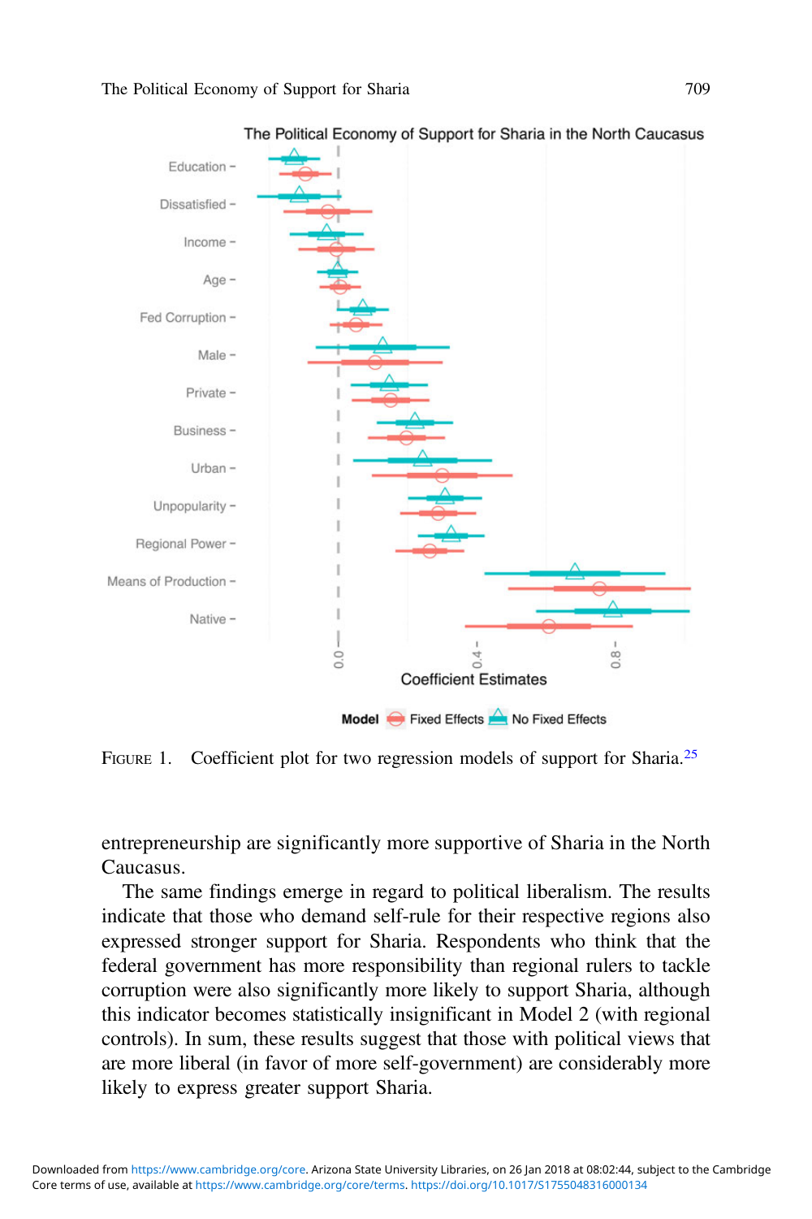FIGURE 1. Coefficient plot for two regression models of support for Sharia.[25]

entrepreneurship are significantly more supportive of Sharia in the North Caucasus.

The same findings emerge in regard to political liberalism. The results indicate that those who demand self-rule for their respective regions also expressed stronger support for Sharia. Respondents who think that the federal government has more responsibility than regional rulers to tackle corruption were also significantly more likely to support Sharia, although this indicator becomes statistically insignificant in Model 2 (with regional controls). In sum, these results suggest that those with political views that are more liberal (in favor of more self-government) are considerably more likely to express greater support Sharia.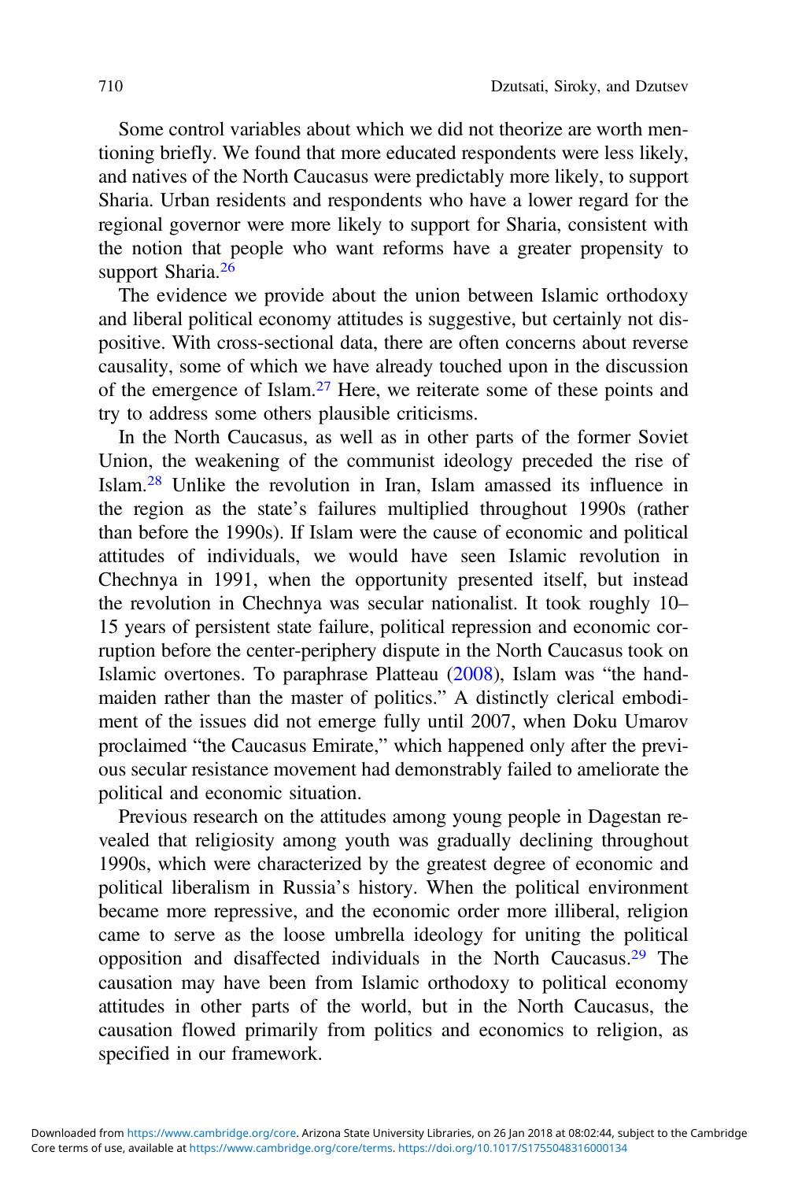Some control variables about which we did not theorize are worth mentioning briefly. We found that more educated respondents were less likely, and natives of the North Caucasus were predictably more likely, to support Sharia. Urban residents and respondents who have a lower regard for the regional governor were more likely to support for Sharia, consistent with the notion that people who want reforms have a greater propensity to support Sharia.[26]

The evidence we provide about the union between Islamic orthodoxy and liberal political economy attitudes is suggestive, but certainly not dispositive. With cross-sectional data, there are often concerns about reverse causality, some of which we have already touched upon in the discussion of the emergence of Islam.[27] Here, we reiterate some of these points and try to address some others plausible criticisms.

In the North Caucasus, as well as in other parts of the former Soviet Union, the weakening of the communist ideology preceded the rise of Islam.[28] Unlike the revolution in Iran, Islam amassed its influence in the region as the state's failures multiplied throughout 1990s (rather than before the 1990s). If Islam were the cause of economic and political attitudes of individuals, we would have seen Islamic revolution in Chechnya in 1991, when the opportunity presented itself, but instead the revolution in Chechnya was secular nationalist. It took roughly 10–15 years of persistent state failure, political repression and economic corruption before the center-periphery dispute in the North Caucasus took on Islamic overtones. To paraphrase Platteau (2008), Islam was "the handmaiden rather than the master of politics." A distinctly clerical embodiment of the issues did not emerge fully until 2007, when Doku Umarov proclaimed "the Caucasus Emirate," which happened only after the previous secular resistance movement had demonstrably failed to ameliorate the political and economic situation.

Previous research on the attitudes among young people in Dagestan revealed that religiosity among youth was gradually declining throughout 1990s, which were characterized by the greatest degree of economic and political liberalism in Russia's history. When the political environment became more repressive, and the economic order more illiberal, religion came to serve as the loose umbrella ideology for uniting the political opposition and disaffected individuals in the North Caucasus.[29] The causation may have been from Islamic orthodoxy to political economy attitudes in other parts of the world, but in the North Caucasus, the causation flowed primarily from politics and economics to religion, as specified in our framework.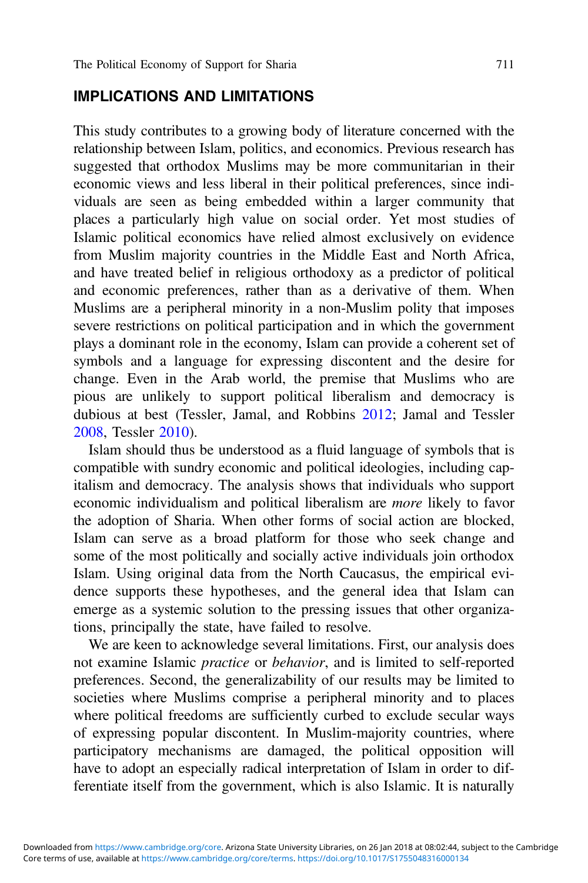## IMPLICATIONS AND LIMITATIONS

This study contributes to a growing body of literature concerned with the relationship between Islam, politics, and economics. Previous research has suggested that orthodox Muslims may be more communitarian in their economic views and less liberal in their political preferences, since individuals are seen as being embedded within a larger community that places a particularly high value on social order. Yet most studies of Islamic political economics have relied almost exclusively on evidence from Muslim majority countries in the Middle East and North Africa, and have treated belief in religious orthodoxy as a predictor of political and economic preferences, rather than as a derivative of them. When Muslims are a peripheral minority in a non-Muslim polity that imposes severe restrictions on political participation and in which the government plays a dominant role in the economy, Islam can provide a coherent set of symbols and a language for expressing discontent and the desire for change. Even in the Arab world, the premise that Muslims who are pious are unlikely to support political liberalism and democracy is dubious at best (Tessler, Jamal, and Robbins 2012; Jamal and Tessler 2008, Tessler 2010).

Islam should thus be understood as a fluid language of symbols that is compatible with sundry economic and political ideologies, including capitalism and democracy. The analysis shows that individuals who support economic individualism and political liberalism are *more* likely to favor the adoption of Sharia. When other forms of social action are blocked, Islam can serve as a broad platform for those who seek change and some of the most politically and socially active individuals join orthodox Islam. Using original data from the North Caucasus, the empirical evidence supports these hypotheses, and the general idea that Islam can emerge as a systemic solution to the pressing issues that other organizations, principally the state, have failed to resolve.

We are keen to acknowledge several limitations. First, our analysis does not examine Islamic *practice* or *behavior*, and is limited to self-reported preferences. Second, the generalizability of our results may be limited to societies where Muslims comprise a peripheral minority and to places where political freedoms are sufficiently curbed to exclude secular ways of expressing popular discontent. In Muslim-majority countries, where participatory mechanisms are damaged, the political opposition will have to adopt an especially radical interpretation of Islam in order to differentiate itself from the government, which is also Islamic. It is naturally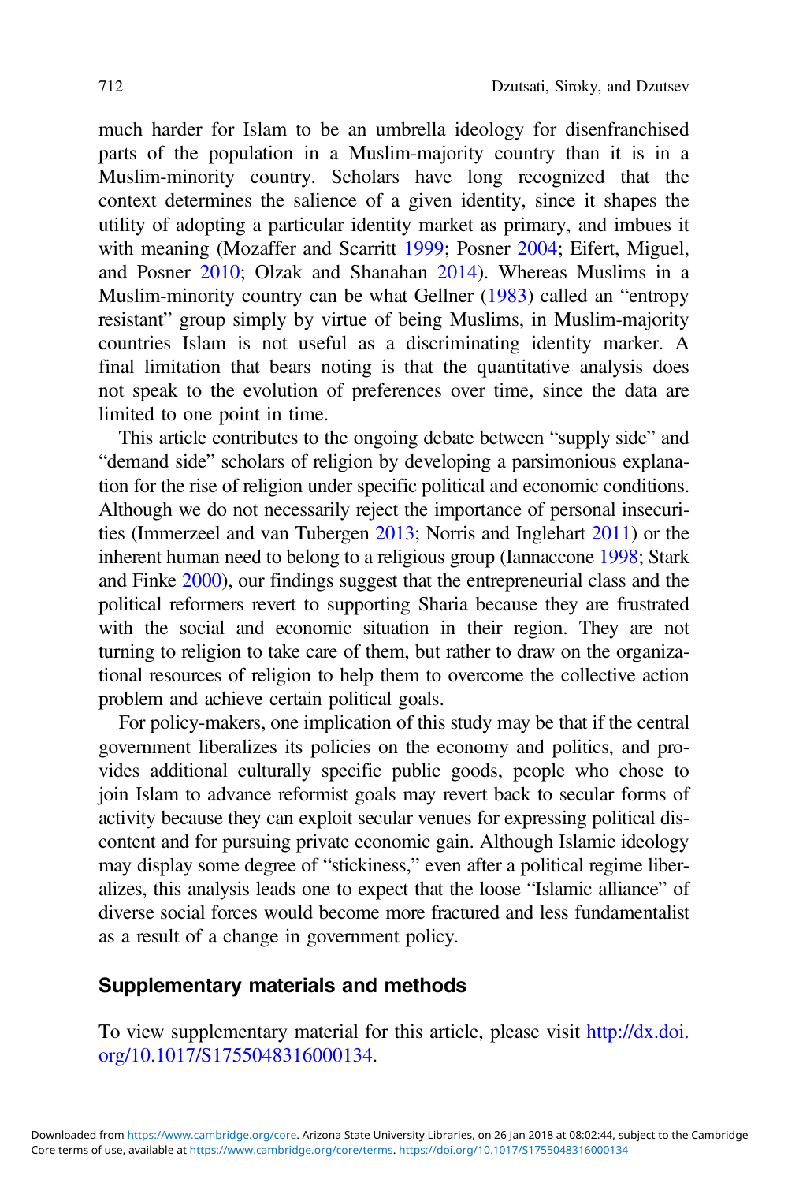much harder for Islam to be an umbrella ideology for disenfranchised parts of the population in a Muslim-majority country than it is in a Muslim-minority country. Scholars have long recognized that the context determines the salience of a given identity, since it shapes the utility of adopting a particular identity market as primary, and imbues it with meaning (Mozaffer and Scarritt 1999; Posner 2004; Eifert, Miguel, and Posner 2010; Olzak and Shanahan 2014). Whereas Muslims in a Muslim-minority country can be what Gellner (1983) called an "entropy resistant" group simply by virtue of being Muslims, in Muslim-majority countries Islam is not useful as a discriminating identity marker. A final limitation that bears noting is that the quantitative analysis does not speak to the evolution of preferences over time, since the data are limited to one point in time.

This article contributes to the ongoing debate between "supply side" and "demand side" scholars of religion by developing a parsimonious explanation for the rise of religion under specific political and economic conditions. Although we do not necessarily reject the importance of personal insecurities (Immerzeel and van Tubergen 2013; Norris and Inglehart 2011) or the inherent human need to belong to a religious group (Iannaccone 1998; Stark and Finke 2000), our findings suggest that the entrepreneurial class and the political reformers revert to supporting Sharia because they are frustrated with the social and economic situation in their region. They are not turning to religion to take care of them, but rather to draw on the organizational resources of religion to help them to overcome the collective action problem and achieve certain political goals.

For policy-makers, one implication of this study may be that if the central government liberalizes its policies on the economy and politics, and provides additional culturally specific public goods, people who chose to join Islam to advance reformist goals may revert back to secular forms of activity because they can exploit secular venues for expressing political discontent and for pursuing private economic gain. Although Islamic ideology may display some degree of "stickiness," even after a political regime liberalizes, this analysis leads one to expect that the loose "Islamic alliance" of diverse social forces would become more fractured and less fundamentalist as a result of a change in government policy.

## Supplementary materials and methods

To view supplementary material for this article, please visit http://dx.doi.org/10.1017/S1755048316000134.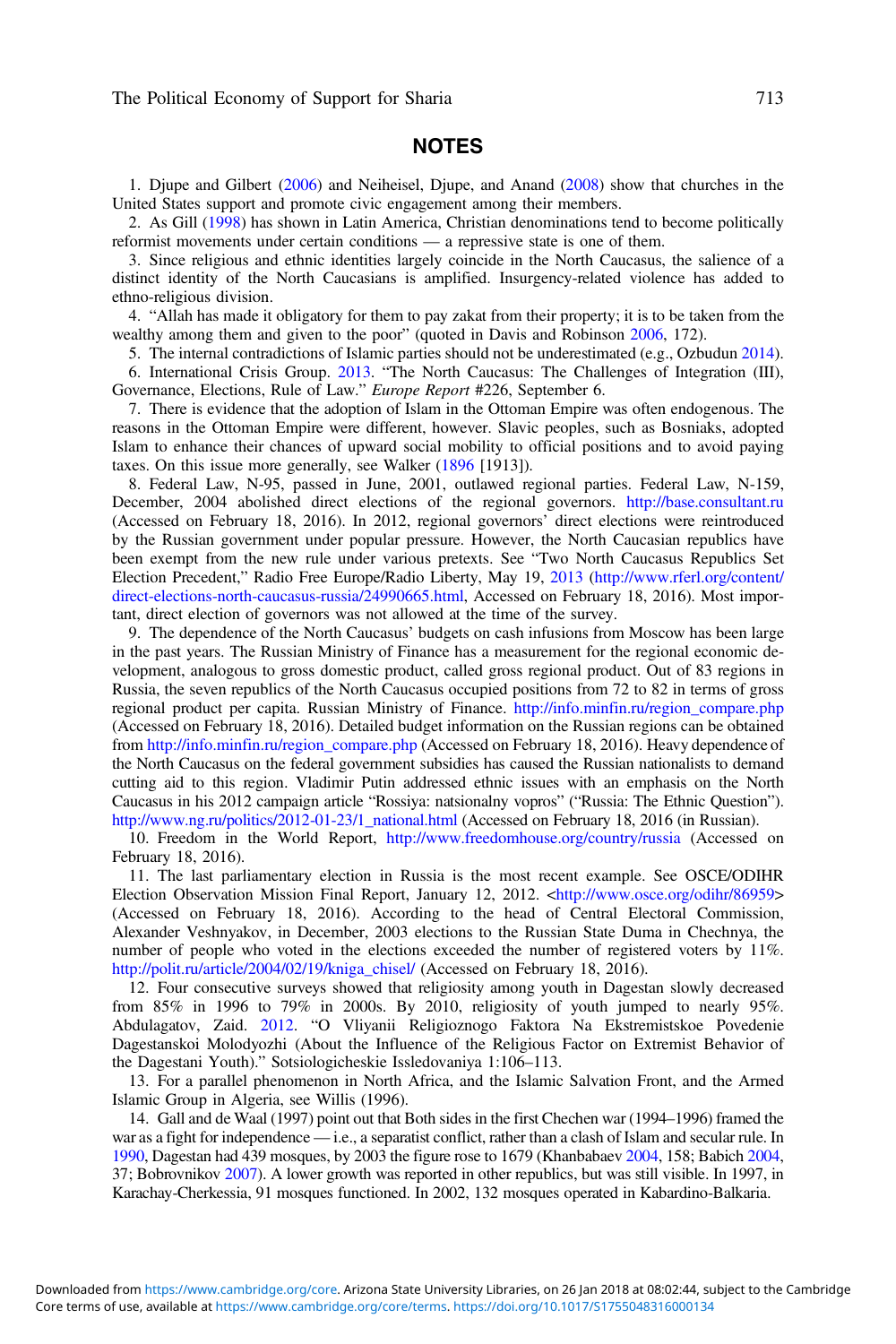## NOTES

1. Djupe and Gilbert (2006) and Neiheisel, Djupe, and Anand (2008) show that churches in the United States support and promote civic engagement among their members.

2. As Gill (1998) has shown in Latin America, Christian denominations tend to become politically reformist movements under certain conditions — a repressive state is one of them.

3. Since religious and ethnic identities largely coincide in the North Caucasus, the salience of a distinct identity of the North Caucasians is amplified. Insurgency-related violence has added to ethno-religious division.

4. "Allah has made it obligatory for them to pay zakat from their property; it is to be taken from the wealthy among them and given to the poor" (quoted in Davis and Robinson 2006, 172).

5. The internal contradictions of Islamic parties should not be underestimated (e.g., Ozbudun 2014).

6. International Crisis Group. 2013. "The North Caucasus: The Challenges of Integration (III), Governance, Elections, Rule of Law." *Europe Report* #226, September 6.

7. There is evidence that the adoption of Islam in the Ottoman Empire was often endogenous. The reasons in the Ottoman Empire were different, however. Slavic peoples, such as Bosniaks, adopted Islam to enhance their chances of upward social mobility to official positions and to avoid paying taxes. On this issue more generally, see Walker (1896 [1913]).

8. Federal Law, N-95, passed in June, 2001, outlawed regional parties. Federal Law, N-159, December, 2004 abolished direct elections of the regional governors. http://base.consultant.ru (Accessed on February 18, 2016). In 2012, regional governors' direct elections were reintroduced by the Russian government under popular pressure. However, the North Caucasian republics have been exempt from the new rule under various pretexts. See "Two North Caucasus Republics Set Election Precedent," Radio Free Europe/Radio Liberty, May 19, 2013 (http://www.rferl.org/content/direct-elections-north-caucasus-russia/24990665.html, Accessed on February 18, 2016). Most important, direct election of governors was not allowed at the time of the survey.

9. The dependence of the North Caucasus' budgets on cash infusions from Moscow has been large in the past years. The Russian Ministry of Finance has a measurement for the regional economic development, analogous to gross domestic product, called gross regional product. Out of 83 regions in Russia, the seven republics of the North Caucasus occupied positions from 72 to 82 in terms of gross regional product per capita. Russian Ministry of Finance. http://info.minfin.ru/region_compare.php (Accessed on February 18, 2016). Detailed budget information on the Russian regions can be obtained from http://info.minfin.ru/region_compare.php (Accessed on February 18, 2016). Heavy dependence of the North Caucasus on the federal government subsidies has caused the Russian nationalists to demand cutting aid to this region. Vladimir Putin addressed ethnic issues with an emphasis on the North Caucasus in his 2012 campaign article "Rossiya: natsionalny vopros" ("Russia: The Ethnic Question"). http://www.ng.ru/politics/2012-01-23/1_national.html (Accessed on February 18, 2016 (in Russian).

10. Freedom in the World Report, http://www.freedomhouse.org/country/russia (Accessed on February 18, 2016).

11. The last parliamentary election in Russia is the most recent example. See OSCE/ODIHR Election Observation Mission Final Report, January 12, 2012. <http://www.osce.org/odihr/86959> (Accessed on February 18, 2016). According to the head of Central Electoral Commission, Alexander Veshnyakov, in December, 2003 elections to the Russian State Duma in Chechnya, the number of people who voted in the elections exceeded the number of registered voters by 11%. http://polit.ru/article/2004/02/19/kniga_chisel/ (Accessed on February 18, 2016).

12. Four consecutive surveys showed that religiosity among youth in Dagestan slowly decreased from 85% in 1996 to 79% in 2000s. By 2010, religiosity of youth jumped to nearly 95%. Abdulagatov, Zaid. 2012. "O Vliyanii Religioznogo Faktora Na Ekstremistskoe Povedenie Dagestanskoi Molodyozhi (About the Influence of the Religious Factor on Extremist Behavior of the Dagestani Youth)." Sotsiologicheskie Issledovaniya 1:106–113.

13. For a parallel phenomenon in North Africa, and the Islamic Salvation Front, and the Armed Islamic Group in Algeria, see Willis (1996).

14. Gall and de Waal (1997) point out that Both sides in the first Chechen war (1994–1996) framed the war as a fight for independence — i.e., a separatist conflict, rather than a clash of Islam and secular rule. In 1990, Dagestan had 439 mosques, by 2003 the figure rose to 1679 (Khanbabaev 2004, 158; Babich 2004, 37; Bobrovnikov 2007). A lower growth was reported in other republics, but was still visible. In 1997, in Karachay-Cherkessia, 91 mosques functioned. In 2002, 132 mosques operated in Kabardino-Balkaria.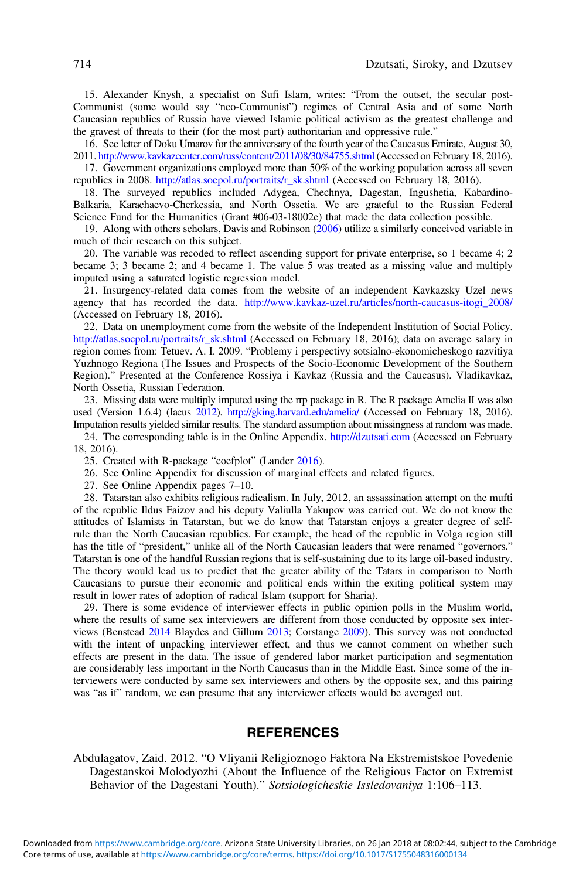15. Alexander Knysh, a specialist on Sufi Islam, writes: "From the outset, the secular post-Communist (some would say "neo-Communist") regimes of Central Asia and of some North Caucasian republics of Russia have viewed Islamic political activism as the greatest challenge and the gravest of threats to their (for the most part) authoritarian and oppressive rule."

16. See letter of Doku Umarov for the anniversary of the fourth year of the Caucasus Emirate, August 30, 2011. http://www.kavkazcenter.com/russ/content/2011/08/30/84755.shtml (Accessed on February 18, 2016).

17. Government organizations employed more than 50% of the working population across all seven republics in 2008. http://atlas.socpol.ru/portraits/r_sk.shtml (Accessed on February 18, 2016).

18. The surveyed republics included Adygea, Chechnya, Dagestan, Ingushetia, Kabardino-Balkaria, Karachaevo-Cherkessia, and North Ossetia. We are grateful to the Russian Federal Science Fund for the Humanities (Grant #06-03-18002e) that made the data collection possible.

19. Along with others scholars, Davis and Robinson (2006) utilize a similarly conceived variable in much of their research on this subject.

20. The variable was recoded to reflect ascending support for private enterprise, so 1 became 4; 2 became 3; 3 became 2; and 4 became 1. The value 5 was treated as a missing value and multiply imputed using a saturated logistic regression model.

21. Insurgency-related data comes from the website of an independent Kavkazsky Uzel news agency that has recorded the data. http://www.kavkaz-uzel.ru/articles/north-caucasus-itogi_2008/ (Accessed on February 18, 2016).

22. Data on unemployment come from the website of the Independent Institution of Social Policy. http://atlas.socpol.ru/portraits/r_sk.shtml (Accessed on February 18, 2016); data on average salary in region comes from: Tetuev. A. I. 2009. "Problemy i perspectivy sotsialno-ekonomicheskogo razvitiya Yuzhnogo Regiona (The Issues and Prospects of the Socio-Economic Development of the Southern Region)." Presented at the Conference Rossiya i Kavkaz (Russia and the Caucasus). Vladikavkaz, North Ossetia, Russian Federation.

23. Missing data were multiply imputed using the rrp package in R. The R package Amelia II was also used (Version 1.6.4) (Iacus 2012). http://gking.harvard.edu/amelia/ (Accessed on February 18, 2016). Imputation results yielded similar results. The standard assumption about missingness at random was made.

24. The corresponding table is in the Online Appendix. http://dzutsati.com (Accessed on February 18, 2016).

25. Created with R-package "coefplot" (Lander 2016).

26. See Online Appendix for discussion of marginal effects and related figures.

27. See Online Appendix pages 7–10.

28. Tatarstan also exhibits religious radicalism. In July, 2012, an assassination attempt on the mufti of the republic Ildus Faizov and his deputy Valiulla Yakupov was carried out. We do not know the attitudes of Islamists in Tatarstan, but we do know that Tatarstan enjoys a greater degree of self-rule than the North Caucasian republics. For example, the head of the republic in Volga region still has the title of "president," unlike all of the North Caucasian leaders that were renamed "governors." Tatarstan is one of the handful Russian regions that is self-sustaining due to its large oil-based industry. The theory would lead us to predict that the greater ability of the Tatars in comparison to North Caucasians to pursue their economic and political ends within the exiting political system may result in lower rates of adoption of radical Islam (support for Sharia).

29. There is some evidence of interviewer effects in public opinion polls in the Muslim world, where the results of same sex interviewers are different from those conducted by opposite sex interviews (Benstead 2014 Blaydes and Gillum 2013; Corstange 2009). This survey was not conducted with the intent of unpacking interviewer effect, and thus we cannot comment on whether such effects are present in the data. The issue of gendered labor market participation and segmentation are considerably less important in the North Caucasus than in the Middle East. Since some of the interviewers were conducted by same sex interviewers and others by the opposite sex, and this pairing was "as if" random, we can presume that any interviewer effects would be averaged out.

## REFERENCES

Abdulagatov, Zaid. 2012. "O Vliyanii Religioznogo Faktora Na Ekstremistskoe Povedenie Dagestanskoi Molodyozhi (About the Influence of the Religious Factor on Extremist Behavior of the Dagestani Youth)." *Sotsiologicheskie Issledovaniya* 1:106–113.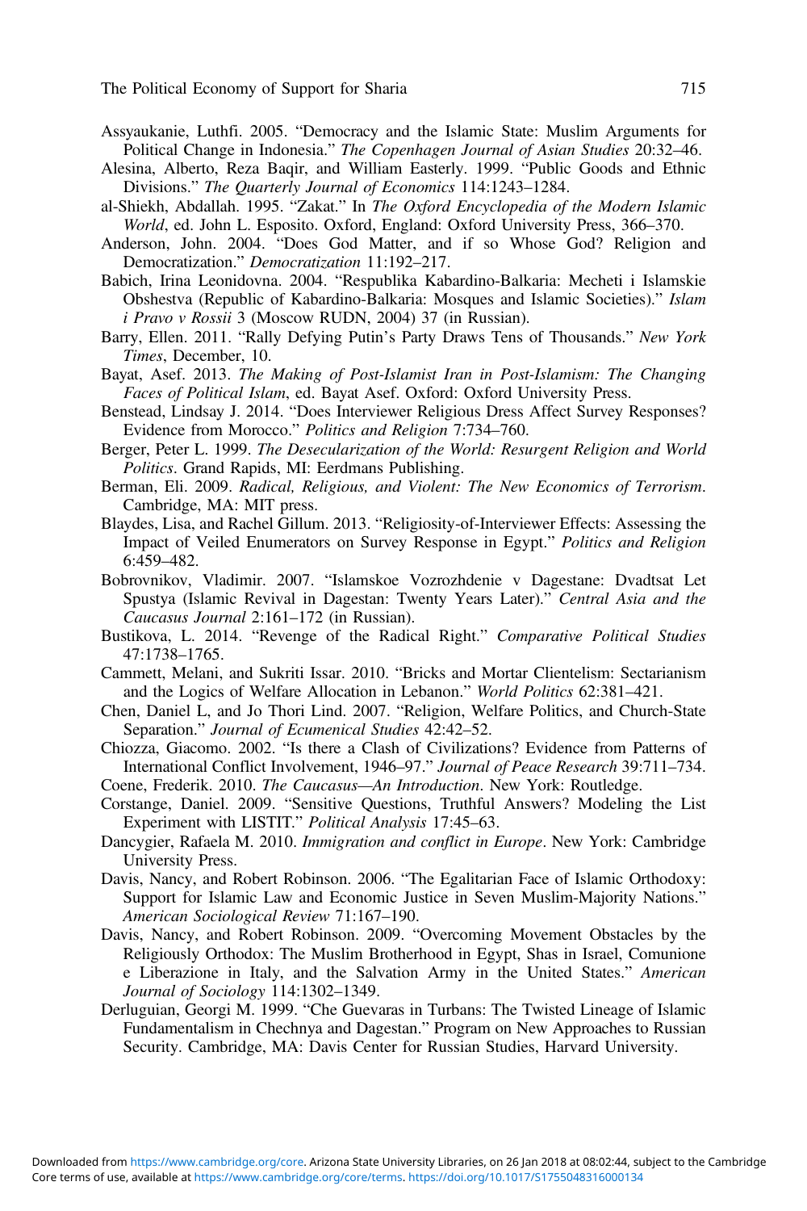Assyaukanie, Luthfi. 2005. "Democracy and the Islamic State: Muslim Arguments for Political Change in Indonesia." *The Copenhagen Journal of Asian Studies* 20:32–46.

Alesina, Alberto, Reza Baqir, and William Easterly. 1999. "Public Goods and Ethnic Divisions." *The Quarterly Journal of Economics* 114:1243–1284.

al-Shiekh, Abdallah. 1995. "Zakat." In *The Oxford Encyclopedia of the Modern Islamic World*, ed. John L. Esposito. Oxford, England: Oxford University Press, 366–370.

Anderson, John. 2004. "Does God Matter, and if so Whose God? Religion and Democratization." *Democratization* 11:192–217.

Babich, Irina Leonidovna. 2004. "Respublika Kabardino-Balkaria: Mecheti i Islamskie Obshestva (Republic of Kabardino-Balkaria: Mosques and Islamic Societies)." *Islam i Pravo v Rossii* 3 (Moscow RUDN, 2004) 37 (in Russian).

Barry, Ellen. 2011. "Rally Defying Putin's Party Draws Tens of Thousands." *New York Times*, December, 10.

Bayat, Asef. 2013. *The Making of Post-Islamist Iran in Post-Islamism: The Changing Faces of Political Islam*, ed. Bayat Asef. Oxford: Oxford University Press.

Benstead, Lindsay J. 2014. "Does Interviewer Religious Dress Affect Survey Responses? Evidence from Morocco." *Politics and Religion* 7:734–760.

Berger, Peter L. 1999. *The Desecularization of the World: Resurgent Religion and World Politics*. Grand Rapids, MI: Eerdmans Publishing.

Berman, Eli. 2009. *Radical, Religious, and Violent: The New Economics of Terrorism*. Cambridge, MA: MIT press.

Blaydes, Lisa, and Rachel Gillum. 2013. "Religiosity-of-Interviewer Effects: Assessing the Impact of Veiled Enumerators on Survey Response in Egypt." *Politics and Religion* 6:459–482.

Bobrovnikov, Vladimir. 2007. "Islamskoe Vozrozhdenie v Dagestane: Dvadtsat Let Spustya (Islamic Revival in Dagestan: Twenty Years Later)." *Central Asia and the Caucasus Journal* 2:161–172 (in Russian).

Bustikova, L. 2014. "Revenge of the Radical Right." *Comparative Political Studies* 47:1738–1765.

Cammett, Melani, and Sukriti Issar. 2010. "Bricks and Mortar Clientelism: Sectarianism and the Logics of Welfare Allocation in Lebanon." *World Politics* 62:381–421.

Chen, Daniel L, and Jo Thori Lind. 2007. "Religion, Welfare Politics, and Church-State Separation." *Journal of Ecumenical Studies* 42:42–52.

Chiozza, Giacomo. 2002. "Is there a Clash of Civilizations? Evidence from Patterns of International Conflict Involvement, 1946–97." *Journal of Peace Research* 39:711–734.

Coene, Frederik. 2010. *The Caucasus—An Introduction*. New York: Routledge.

Corstange, Daniel. 2009. "Sensitive Questions, Truthful Answers? Modeling the List Experiment with LISTIT." *Political Analysis* 17:45–63.

Dancygier, Rafaela M. 2010. *Immigration and conflict in Europe*. New York: Cambridge University Press.

Davis, Nancy, and Robert Robinson. 2006. "The Egalitarian Face of Islamic Orthodoxy: Support for Islamic Law and Economic Justice in Seven Muslim-Majority Nations." *American Sociological Review* 71:167–190.

Davis, Nancy, and Robert Robinson. 2009. "Overcoming Movement Obstacles by the Religiously Orthodox: The Muslim Brotherhood in Egypt, Shas in Israel, Comunione e Liberazione in Italy, and the Salvation Army in the United States." *American Journal of Sociology* 114:1302–1349.

Derluguian, Georgi M. 1999. "Che Guevaras in Turbans: The Twisted Lineage of Islamic Fundamentalism in Chechnya and Dagestan." Program on New Approaches to Russian Security. Cambridge, MA: Davis Center for Russian Studies, Harvard University.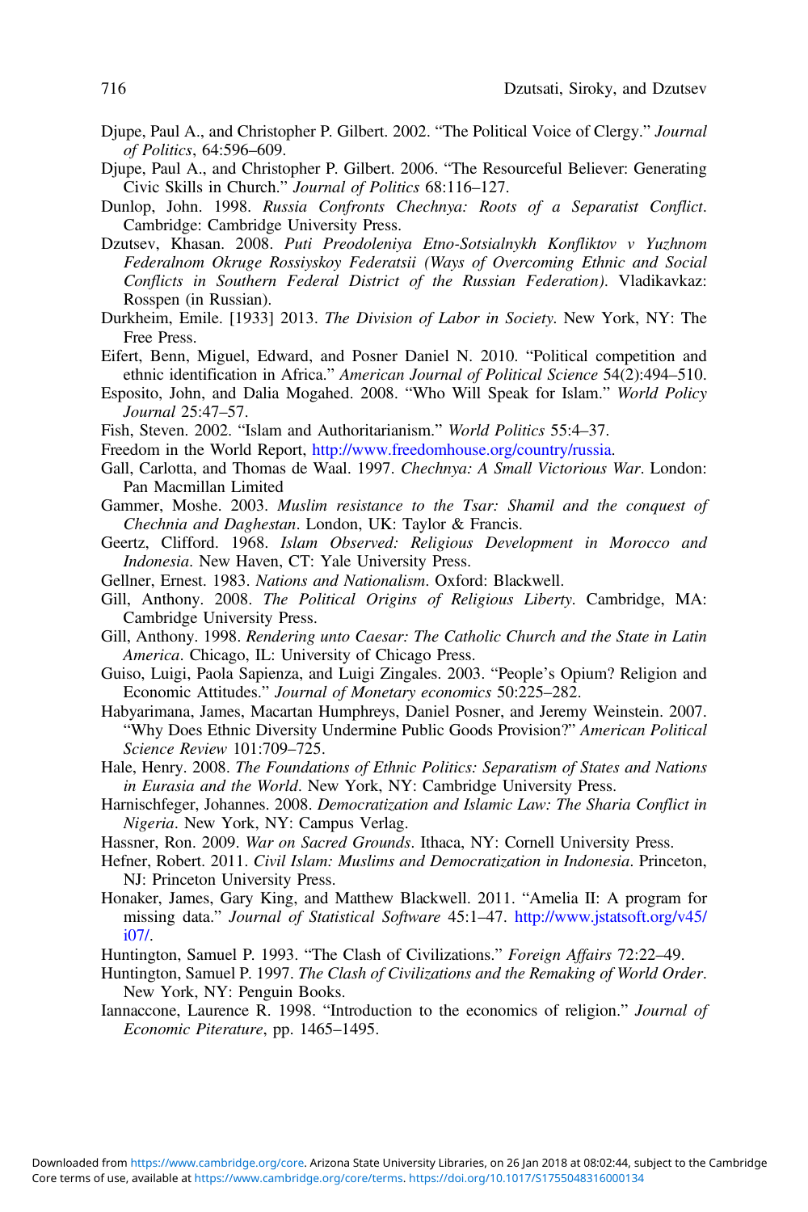Djupe, Paul A., and Christopher P. Gilbert. 2002. "The Political Voice of Clergy." *Journal of Politics*, 64:596–609.

Djupe, Paul A., and Christopher P. Gilbert. 2006. "The Resourceful Believer: Generating Civic Skills in Church." *Journal of Politics* 68:116–127.

Dunlop, John. 1998. *Russia Confronts Chechnya: Roots of a Separatist Conflict*. Cambridge: Cambridge University Press.

Dzutsev, Khasan. 2008. *Puti Preodoleniya Etno-Sotsialnykh Konfliktov v Yuzhnom Federalnom Okruge Rossiyskoy Federatsii (Ways of Overcoming Ethnic and Social Conflicts in Southern Federal District of the Russian Federation)*. Vladikavkaz: Rosspen (in Russian).

Durkheim, Emile. [1933] 2013. *The Division of Labor in Society*. New York, NY: The Free Press.

Eifert, Benn, Miguel, Edward, and Posner Daniel N. 2010. "Political competition and ethnic identification in Africa." *American Journal of Political Science* 54(2):494–510.

Esposito, John, and Dalia Mogahed. 2008. "Who Will Speak for Islam." *World Policy Journal* 25:47–57.

Fish, Steven. 2002. "Islam and Authoritarianism." *World Politics* 55:4–37.

Freedom in the World Report, http://www.freedomhouse.org/country/russia.

Gall, Carlotta, and Thomas de Waal. 1997. *Chechnya: A Small Victorious War*. London: Pan Macmillan Limited

Gammer, Moshe. 2003. *Muslim resistance to the Tsar: Shamil and the conquest of Chechnia and Daghestan*. London, UK: Taylor & Francis.

Geertz, Clifford. 1968. *Islam Observed: Religious Development in Morocco and Indonesia*. New Haven, CT: Yale University Press.

Gellner, Ernest. 1983. *Nations and Nationalism*. Oxford: Blackwell.

Gill, Anthony. 2008. *The Political Origins of Religious Liberty*. Cambridge, MA: Cambridge University Press.

Gill, Anthony. 1998. *Rendering unto Caesar: The Catholic Church and the State in Latin America*. Chicago, IL: University of Chicago Press.

Guiso, Luigi, Paola Sapienza, and Luigi Zingales. 2003. "People's Opium? Religion and Economic Attitudes." *Journal of Monetary economics* 50:225–282.

Habyarimana, James, Macartan Humphreys, Daniel Posner, and Jeremy Weinstein. 2007. "Why Does Ethnic Diversity Undermine Public Goods Provision?" *American Political Science Review* 101:709–725.

Hale, Henry. 2008. *The Foundations of Ethnic Politics: Separatism of States and Nations in Eurasia and the World*. New York, NY: Cambridge University Press.

Harnischfeger, Johannes. 2008. *Democratization and Islamic Law: The Sharia Conflict in Nigeria*. New York, NY: Campus Verlag.

Hassner, Ron. 2009. *War on Sacred Grounds*. Ithaca, NY: Cornell University Press.

Hefner, Robert. 2011. *Civil Islam: Muslims and Democratization in Indonesia*. Princeton, NJ: Princeton University Press.

Honaker, James, Gary King, and Matthew Blackwell. 2011. "Amelia II: A program for missing data." *Journal of Statistical Software* 45:1–47. http://www.jstatsoft.org/v45/i07/.

Huntington, Samuel P. 1993. "The Clash of Civilizations." *Foreign Affairs* 72:22–49.

Huntington, Samuel P. 1997. *The Clash of Civilizations and the Remaking of World Order*. New York, NY: Penguin Books.

Iannaccone, Laurence R. 1998. "Introduction to the economics of religion." *Journal of Economic Piterature*, pp. 1465–1495.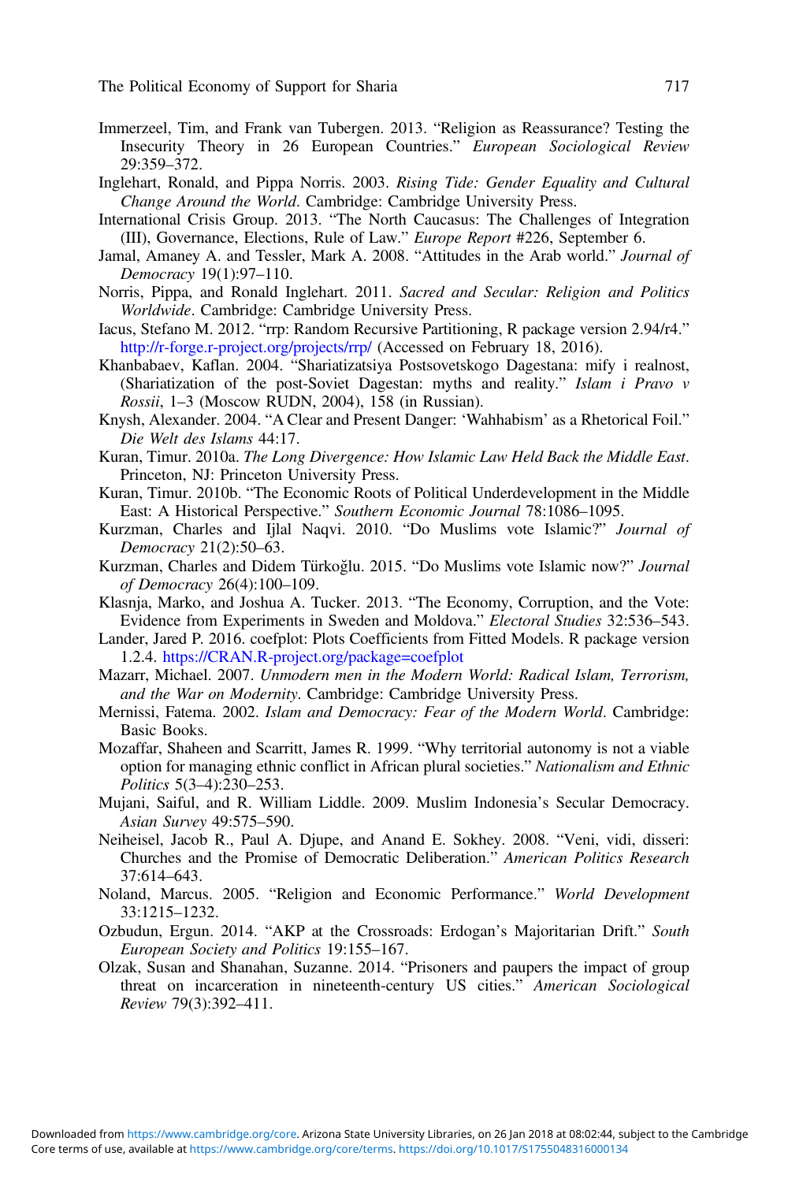Immerzeel, Tim, and Frank van Tubergen. 2013. "Religion as Reassurance? Testing the Insecurity Theory in 26 European Countries." *European Sociological Review* 29:359–372.

Inglehart, Ronald, and Pippa Norris. 2003. *Rising Tide: Gender Equality and Cultural Change Around the World*. Cambridge: Cambridge University Press.

International Crisis Group. 2013. "The North Caucasus: The Challenges of Integration (III), Governance, Elections, Rule of Law." *Europe Report* #226, September 6.

Jamal, Amaney A. and Tessler, Mark A. 2008. "Attitudes in the Arab world." *Journal of Democracy* 19(1):97–110.

Norris, Pippa, and Ronald Inglehart. 2011. *Sacred and Secular: Religion and Politics Worldwide*. Cambridge: Cambridge University Press.

Iacus, Stefano M. 2012. "rrp: Random Recursive Partitioning, R package version 2.94/r4." http://r-forge.r-project.org/projects/rrp/ (Accessed on February 18, 2016).

Khanbabaev, Kaflan. 2004. "Shariatizatsiya Postsovetskogo Dagestana: mify i realnost, (Shariatization of the post-Soviet Dagestan: myths and reality." *Islam i Pravo v Rossii*, 1–3 (Moscow RUDN, 2004), 158 (in Russian).

Knysh, Alexander. 2004. "A Clear and Present Danger: 'Wahhabism' as a Rhetorical Foil." *Die Welt des Islams* 44:17.

Kuran, Timur. 2010a. *The Long Divergence: How Islamic Law Held Back the Middle East*. Princeton, NJ: Princeton University Press.

Kuran, Timur. 2010b. "The Economic Roots of Political Underdevelopment in the Middle East: A Historical Perspective." *Southern Economic Journal* 78:1086–1095.

Kurzman, Charles and Ijlal Naqvi. 2010. "Do Muslims vote Islamic?" *Journal of Democracy* 21(2):50–63.

Kurzman, Charles and Didem Türkoğlu. 2015. "Do Muslims vote Islamic now?" *Journal of Democracy* 26(4):100–109.

Klasnja, Marko, and Joshua A. Tucker. 2013. "The Economy, Corruption, and the Vote: Evidence from Experiments in Sweden and Moldova." *Electoral Studies* 32:536–543.

Lander, Jared P. 2016. coefplot: Plots Coefficients from Fitted Models. R package version 1.2.4. https://CRAN.R-project.org/package=coefplot

Mazarr, Michael. 2007. *Unmodern men in the Modern World: Radical Islam, Terrorism, and the War on Modernity*. Cambridge: Cambridge University Press.

Mernissi, Fatema. 2002. *Islam and Democracy: Fear of the Modern World*. Cambridge: Basic Books.

Mozaffar, Shaheen and Scarritt, James R. 1999. "Why territorial autonomy is not a viable option for managing ethnic conflict in African plural societies." *Nationalism and Ethnic Politics* 5(3–4):230–253.

Mujani, Saiful, and R. William Liddle. 2009. Muslim Indonesia's Secular Democracy. *Asian Survey* 49:575–590.

Neiheisel, Jacob R., Paul A. Djupe, and Anand E. Sokhey. 2008. "Veni, vidi, disseri: Churches and the Promise of Democratic Deliberation." *American Politics Research* 37:614–643.

Noland, Marcus. 2005. "Religion and Economic Performance." *World Development* 33:1215–1232.

Ozbudun, Ergun. 2014. "AKP at the Crossroads: Erdogan's Majoritarian Drift." *South European Society and Politics* 19:155–167.

Olzak, Susan and Shanahan, Suzanne. 2014. "Prisoners and paupers the impact of group threat on incarceration in nineteenth-century US cities." *American Sociological Review* 79(3):392–411.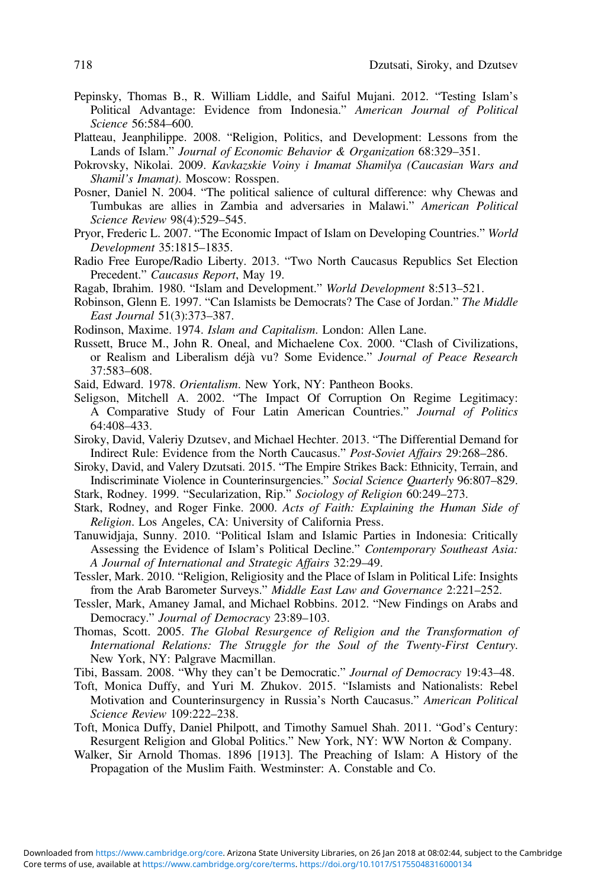Pepinsky, Thomas B., R. William Liddle, and Saiful Mujani. 2012. "Testing Islam's Political Advantage: Evidence from Indonesia." *American Journal of Political Science* 56:584–600.

Platteau, Jeanphilippe. 2008. "Religion, Politics, and Development: Lessons from the Lands of Islam." *Journal of Economic Behavior & Organization* 68:329–351.

Pokrovsky, Nikolai. 2009. *Kavkazskie Voiny i Imamat Shamilya (Caucasian Wars and Shamil's Imamat)*. Moscow: Rosspen.

Posner, Daniel N. 2004. "The political salience of cultural difference: why Chewas and Tumbukas are allies in Zambia and adversaries in Malawi." *American Political Science Review* 98(4):529–545.

Pryor, Frederic L. 2007. "The Economic Impact of Islam on Developing Countries." *World Development* 35:1815–1835.

Radio Free Europe/Radio Liberty. 2013. "Two North Caucasus Republics Set Election Precedent." *Caucasus Report*, May 19.

Ragab, Ibrahim. 1980. "Islam and Development." *World Development* 8:513–521.

Robinson, Glenn E. 1997. "Can Islamists be Democrats? The Case of Jordan." *The Middle East Journal* 51(3):373–387.

Rodinson, Maxime. 1974. *Islam and Capitalism*. London: Allen Lane.

Russett, Bruce M., John R. Oneal, and Michaelene Cox. 2000. "Clash of Civilizations, or Realism and Liberalism déjà vu? Some Evidence." *Journal of Peace Research* 37:583–608.

Said, Edward. 1978. *Orientalism*. New York, NY: Pantheon Books.

Seligson, Mitchell A. 2002. "The Impact Of Corruption On Regime Legitimacy: A Comparative Study of Four Latin American Countries." *Journal of Politics* 64:408–433.

Siroky, David, Valeriy Dzutsev, and Michael Hechter. 2013. "The Differential Demand for Indirect Rule: Evidence from the North Caucasus." *Post-Soviet Affairs* 29:268–286.

Siroky, David, and Valery Dzutsati. 2015. "The Empire Strikes Back: Ethnicity, Terrain, and Indiscriminate Violence in Counterinsurgencies." *Social Science Quarterly* 96:807–829.

Stark, Rodney. 1999. "Secularization, Rip." *Sociology of Religion* 60:249–273.

Stark, Rodney, and Roger Finke. 2000. *Acts of Faith: Explaining the Human Side of Religion*. Los Angeles, CA: University of California Press.

Tanuwidjaja, Sunny. 2010. "Political Islam and Islamic Parties in Indonesia: Critically Assessing the Evidence of Islam's Political Decline." *Contemporary Southeast Asia: A Journal of International and Strategic Affairs* 32:29–49.

Tessler, Mark. 2010. "Religion, Religiosity and the Place of Islam in Political Life: Insights from the Arab Barometer Surveys." *Middle East Law and Governance* 2:221–252.

Tessler, Mark, Amaney Jamal, and Michael Robbins. 2012. "New Findings on Arabs and Democracy." *Journal of Democracy* 23:89–103.

Thomas, Scott. 2005. *The Global Resurgence of Religion and the Transformation of International Relations: The Struggle for the Soul of the Twenty-First Century*. New York, NY: Palgrave Macmillan.

Tibi, Bassam. 2008. "Why they can't be Democratic." *Journal of Democracy* 19:43–48.

Toft, Monica Duffy, and Yuri M. Zhukov. 2015. "Islamists and Nationalists: Rebel Motivation and Counterinsurgency in Russia's North Caucasus." *American Political Science Review* 109:222–238.

Toft, Monica Duffy, Daniel Philpott, and Timothy Samuel Shah. 2011. "God's Century: Resurgent Religion and Global Politics." New York, NY: WW Norton & Company.

Walker, Sir Arnold Thomas. 1896 [1913]. The Preaching of Islam: A History of the Propagation of the Muslim Faith. Westminster: A. Constable and Co.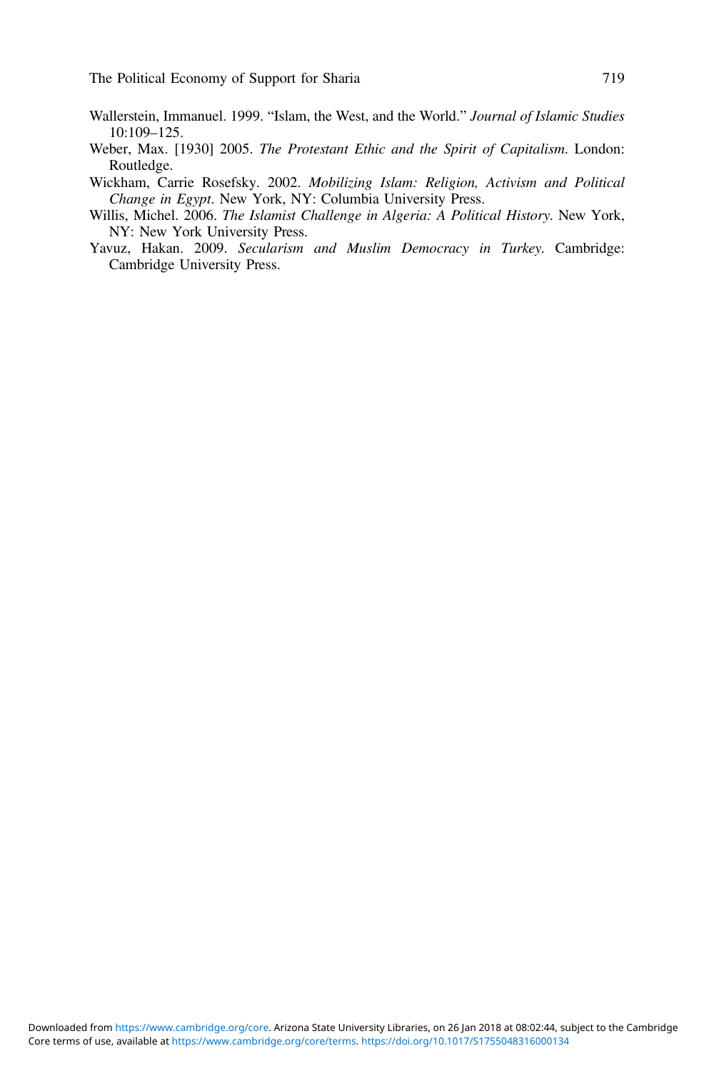Wallerstein, Immanuel. 1999. "Islam, the West, and the World." *Journal of Islamic Studies* 10:109–125.

Weber, Max. [1930] 2005. *The Protestant Ethic and the Spirit of Capitalism*. London: Routledge.

Wickham, Carrie Rosefsky. 2002. *Mobilizing Islam: Religion, Activism and Political Change in Egypt*. New York, NY: Columbia University Press.

Willis, Michel. 2006. *The Islamist Challenge in Algeria: A Political History*. New York, NY: New York University Press.

Yavuz, Hakan. 2009. *Secularism and Muslim Democracy in Turkey*. Cambridge: Cambridge University Press.